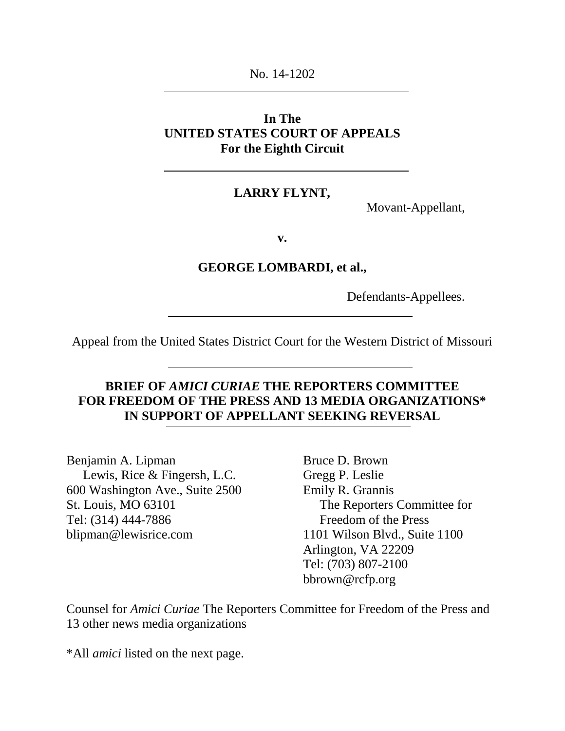No. 14-1202

---

**In The**
**UNITED STATES COURT OF APPEALS**
**For the Eighth Circuit**

---

**LARRY FLYNT,**

Movant-Appellant,

**v.**

**GEORGE LOMBARDI, et al.,**

Defendants-Appellees.

---

Appeal from the United States District Court for the Western District of Missouri

---

**BRIEF OF *AMICI CURIAE* THE REPORTERS COMMITTEE FOR FREEDOM OF THE PRESS AND 13 MEDIA ORGANIZATIONS* IN SUPPORT OF APPELLANT SEEKING REVERSAL**

---

Benjamin A. Lipman
Lewis, Rice & Fingersh, L.C.
600 Washington Ave., Suite 2500
St. Louis, MO 63101
Tel: (314) 444-7886
blipman@lewisrice.com

Bruce D. Brown
Gregg P. Leslie
Emily R. Grannis
The Reporters Committee for Freedom of the Press
1101 Wilson Blvd., Suite 1100
Arlington, VA 22209
Tel: (703) 807-2100
bbrown@rcfp.org

Counsel for *Amici Curiae* The Reporters Committee for Freedom of the Press and 13 other news media organizations

*All *amici* listed on the next page.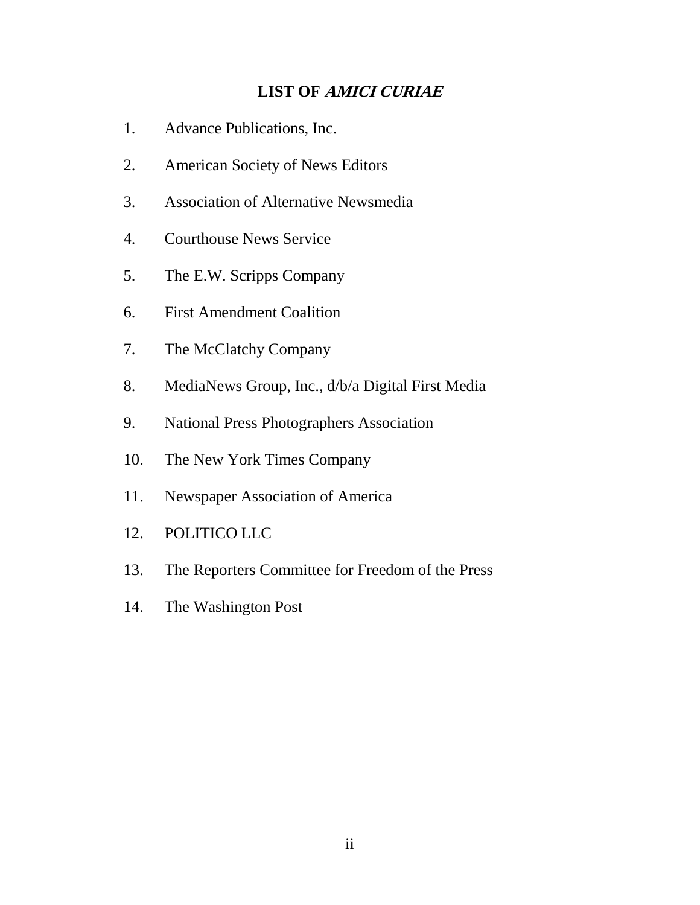## LIST OF *AMICI CURIAE*

1. Advance Publications, Inc.
2. American Society of News Editors
3. Association of Alternative Newsmedia
4. Courthouse News Service
5. The E.W. Scripps Company
6. First Amendment Coalition
7. The McClatchy Company
8. MediaNews Group, Inc., d/b/a Digital First Media
9. National Press Photographers Association
10. The New York Times Company
11. Newspaper Association of America
12. POLITICO LLC
13. The Reporters Committee for Freedom of the Press
14. The Washington Post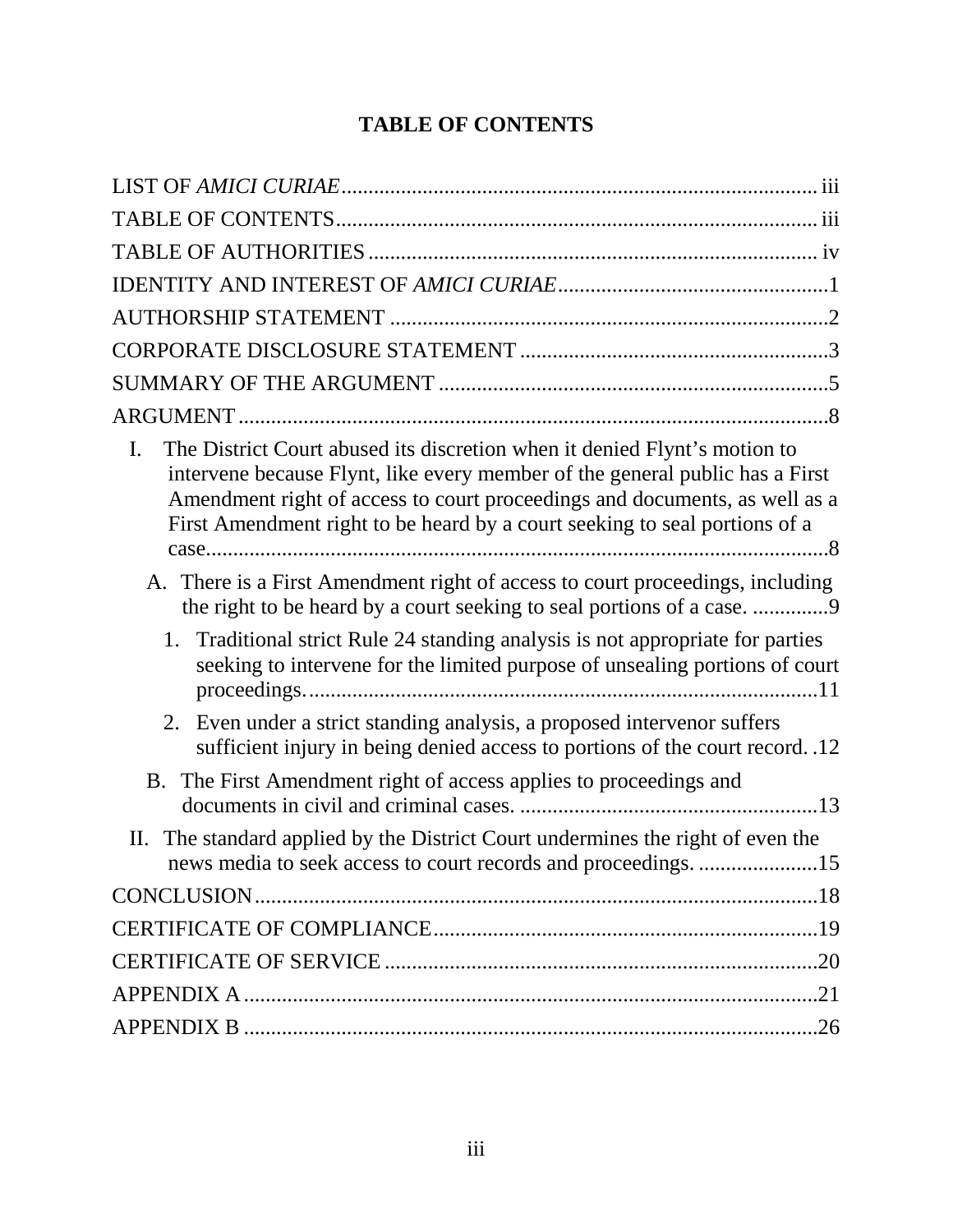# TABLE OF CONTENTS

LIST OF *AMICI CURIAE* .......... iii

TABLE OF CONTENTS .......... iii

TABLE OF AUTHORITIES .......... iv

IDENTITY AND INTEREST OF *AMICI CURIAE* .......... 1

AUTHORSHIP STATEMENT .......... 2

CORPORATE DISCLOSURE STATEMENT .......... 3

SUMMARY OF THE ARGUMENT .......... 5

ARGUMENT .......... 8

- I. The District Court abused its discretion when it denied Flynt's motion to intervene because Flynt, like every member of the general public has a First Amendment right of access to court proceedings and documents, as well as a First Amendment right to be heard by a court seeking to seal portions of a case .......... 8
  - A. There is a First Amendment right of access to court proceedings, including the right to be heard by a court seeking to seal portions of a case. .......... 9
    - 1. Traditional strict Rule 24 standing analysis is not appropriate for parties seeking to intervene for the limited purpose of unsealing portions of court proceedings. .......... 11
    - 2. Even under a strict standing analysis, a proposed intervenor suffers sufficient injury in being denied access to portions of the court record. .......... 12
  - B. The First Amendment right of access applies to proceedings and documents in civil and criminal cases. .......... 13
- II. The standard applied by the District Court undermines the right of even the news media to seek access to court records and proceedings. .......... 15

CONCLUSION .......... 18

CERTIFICATE OF COMPLIANCE .......... 19

CERTIFICATE OF SERVICE .......... 20

APPENDIX A .......... 21

APPENDIX B .......... 26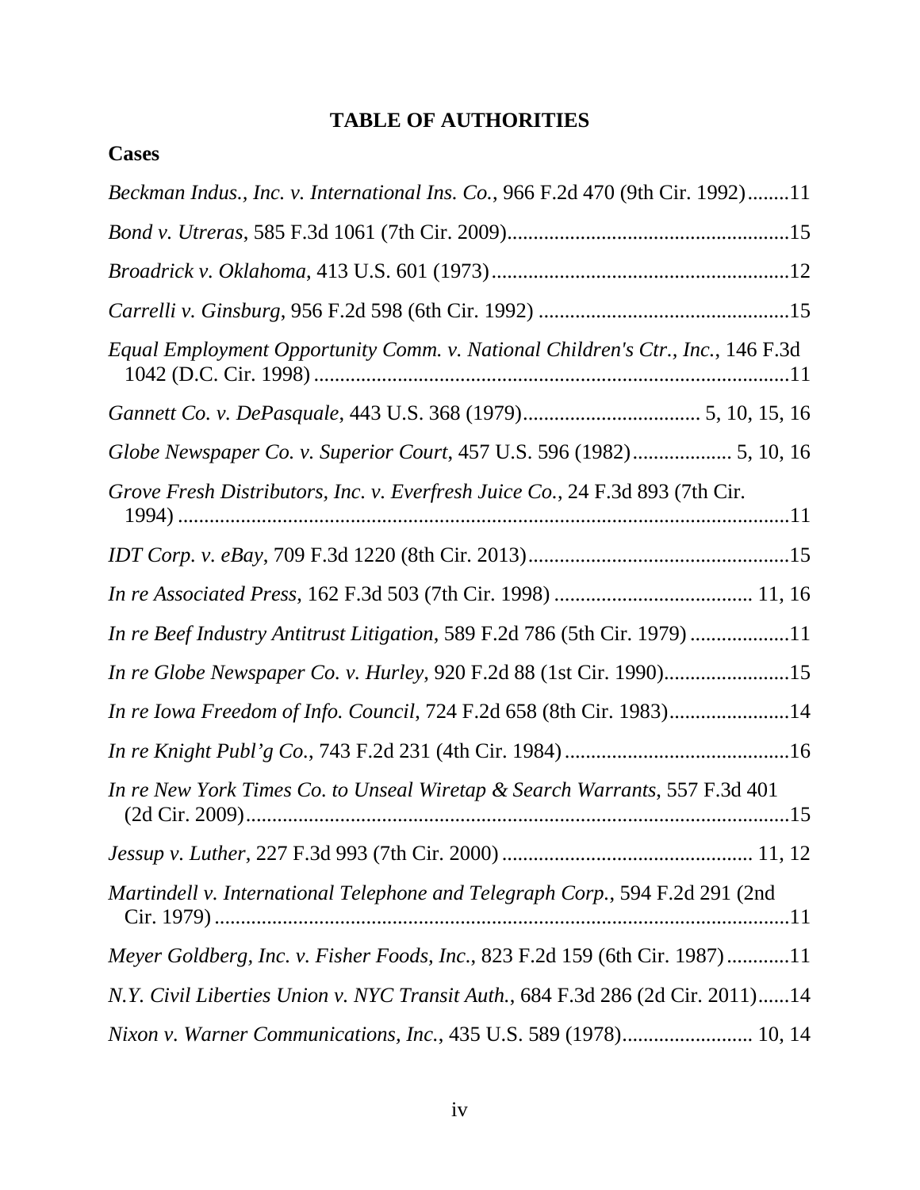# TABLE OF AUTHORITIES

## Cases

*Beckman Indus., Inc. v. International Ins. Co.*, 966 F.2d 470 (9th Cir. 1992)........11

*Bond v. Utreras*, 585 F.3d 1061 (7th Cir. 2009)......................................................15

*Broadrick v. Oklahoma*, 413 U.S. 601 (1973).........................................................12

*Carrelli v. Ginsburg*, 956 F.2d 598 (6th Cir. 1992) ................................................15

*Equal Employment Opportunity Comm. v. National Children's Ctr., Inc.*, 146 F.3d 1042 (D.C. Cir. 1998) ...........................................................................................11

*Gannett Co. v. DePasquale*, 443 U.S. 368 (1979).................................. 5, 10, 15, 16

*Globe Newspaper Co. v. Superior Court*, 457 U.S. 596 (1982).................. 5, 10, 16

*Grove Fresh Distributors, Inc. v. Everfresh Juice Co.*, 24 F.3d 893 (7th Cir. 1994) .......................................................................................................................11

*IDT Corp. v. eBay*, 709 F.3d 1220 (8th Cir. 2013)..................................................15

*In re Associated Press*, 162 F.3d 503 (7th Cir. 1998) ...................................... 11, 16

*In re Beef Industry Antitrust Litigation*, 589 F.2d 786 (5th Cir. 1979) ..................11

*In re Globe Newspaper Co. v. Hurley*, 920 F.2d 88 (1st Cir. 1990)........................15

*In re Iowa Freedom of Info. Council*, 724 F.2d 658 (8th Cir. 1983).......................14

*In re Knight Publ'g Co.*, 743 F.2d 231 (4th Cir. 1984)...........................................16

*In re New York Times Co. to Unseal Wiretap & Search Warrants*, 557 F.3d 401 (2d Cir. 2009).........................................................................................................15

*Jessup v. Luther*, 227 F.3d 993 (7th Cir. 2000) ............................................... 11, 12

*Martindell v. International Telephone and Telegraph Corp.*, 594 F.2d 291 (2nd Cir. 1979) ...............................................................................................................11

*Meyer Goldberg, Inc. v. Fisher Foods, Inc.*, 823 F.2d 159 (6th Cir. 1987)............11

*N.Y. Civil Liberties Union v. NYC Transit Auth.*, 684 F.3d 286 (2d Cir. 2011)......14

*Nixon v. Warner Communications, Inc.*, 435 U.S. 589 (1978)......................... 10, 14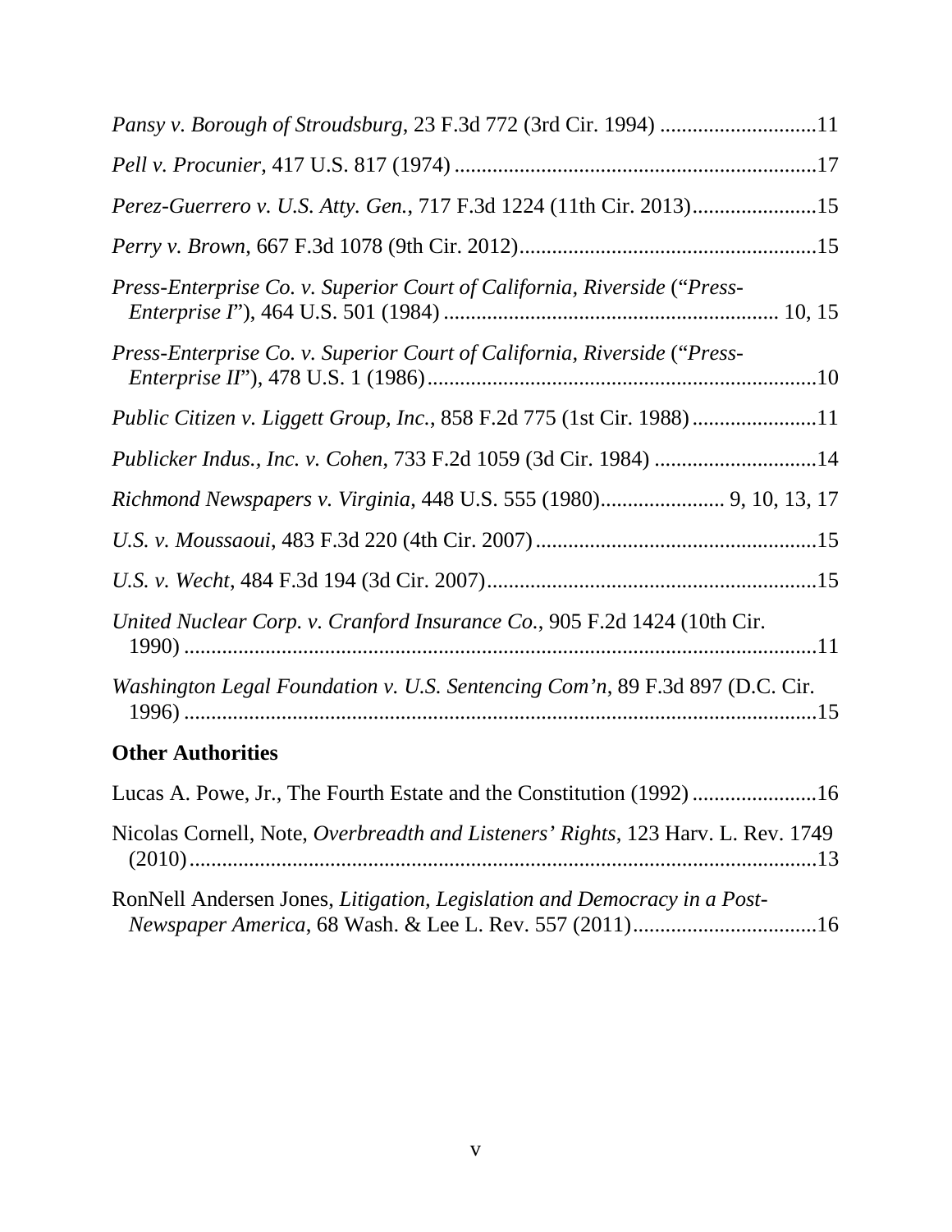*Pansy v. Borough of Stroudsburg*, 23 F.3d 772 (3rd Cir. 1994) .............................11

*Pell v. Procunier*, 417 U.S. 817 (1974) ...................................................................17

*Perez-Guerrero v. U.S. Atty. Gen.*, 717 F.3d 1224 (11th Cir. 2013).......................15

*Perry v. Brown*, 667 F.3d 1078 (9th Cir. 2012).......................................................15

*Press-Enterprise Co. v. Superior Court of California, Riverside* ("*Press-Enterprise I*"), 464 U.S. 501 (1984) ............................................................. 10, 15

*Press-Enterprise Co. v. Superior Court of California, Riverside* ("*Press-Enterprise II*"), 478 U.S. 1 (1986)........................................................................10

*Public Citizen v. Liggett Group, Inc.*, 858 F.2d 775 (1st Cir. 1988).......................11

*Publicker Indus., Inc. v. Cohen*, 733 F.2d 1059 (3d Cir. 1984) ..............................14

*Richmond Newspapers v. Virginia*, 448 U.S. 555 (1980)....................... 9, 10, 13, 17

*U.S. v. Moussaoui*, 483 F.3d 220 (4th Cir. 2007)....................................................15

*U.S. v. Wecht*, 484 F.3d 194 (3d Cir. 2007).............................................................15

*United Nuclear Corp. v. Cranford Insurance Co.*, 905 F.2d 1424 (10th Cir. 1990) ......................................................................................................11

*Washington Legal Foundation v. U.S. Sentencing Com'n*, 89 F.3d 897 (D.C. Cir. 1996) ......................................................................................................15

## Other Authorities

Lucas A. Powe, Jr., The Fourth Estate and the Constitution (1992) .......................16

Nicolas Cornell, Note, *Overbreadth and Listeners' Rights*, 123 Harv. L. Rev. 1749 (2010).....................................................................................................13

RonNell Andersen Jones, *Litigation, Legislation and Democracy in a Post-Newspaper America*, 68 Wash. & Lee L. Rev. 557 (2011)..................................16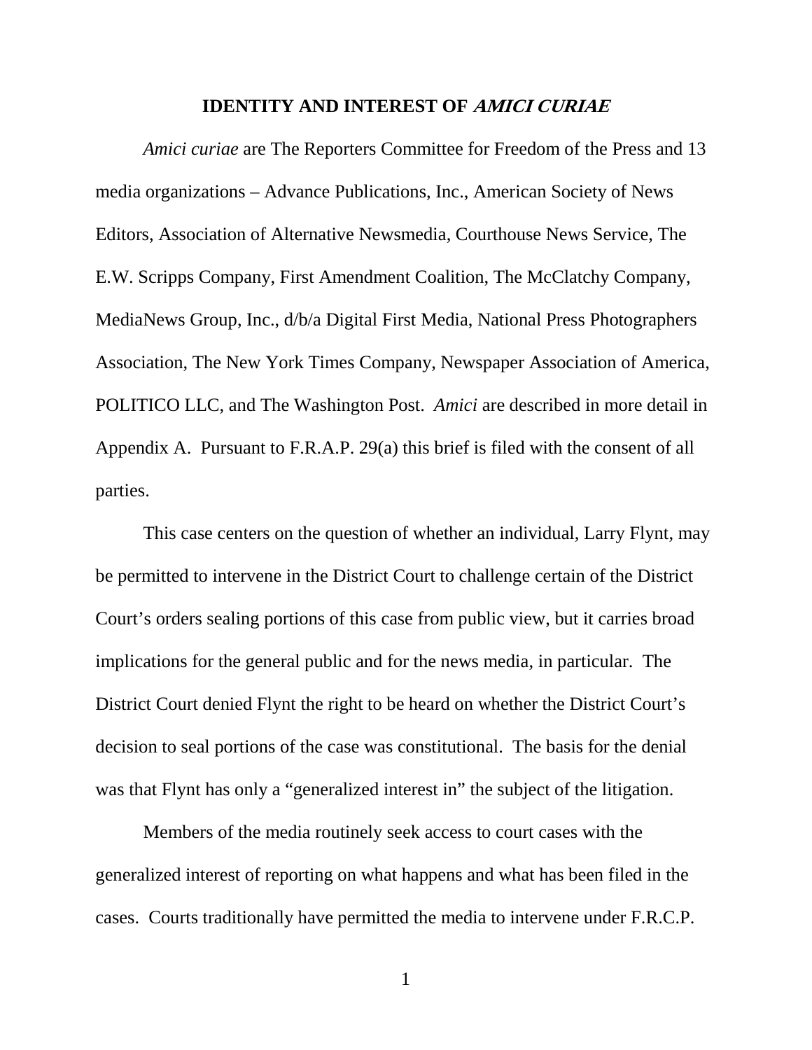## IDENTITY AND INTEREST OF *AMICI CURIAE*

*Amici curiae* are The Reporters Committee for Freedom of the Press and 13 media organizations – Advance Publications, Inc., American Society of News Editors, Association of Alternative Newsmedia, Courthouse News Service, The E.W. Scripps Company, First Amendment Coalition, The McClatchy Company, MediaNews Group, Inc., d/b/a Digital First Media, National Press Photographers Association, The New York Times Company, Newspaper Association of America, POLITICO LLC, and The Washington Post. *Amici* are described in more detail in Appendix A. Pursuant to F.R.A.P. 29(a) this brief is filed with the consent of all parties.

This case centers on the question of whether an individual, Larry Flynt, may be permitted to intervene in the District Court to challenge certain of the District Court's orders sealing portions of this case from public view, but it carries broad implications for the general public and for the news media, in particular. The District Court denied Flynt the right to be heard on whether the District Court's decision to seal portions of the case was constitutional. The basis for the denial was that Flynt has only a "generalized interest in" the subject of the litigation.

Members of the media routinely seek access to court cases with the generalized interest of reporting on what happens and what has been filed in the cases. Courts traditionally have permitted the media to intervene under F.R.C.P.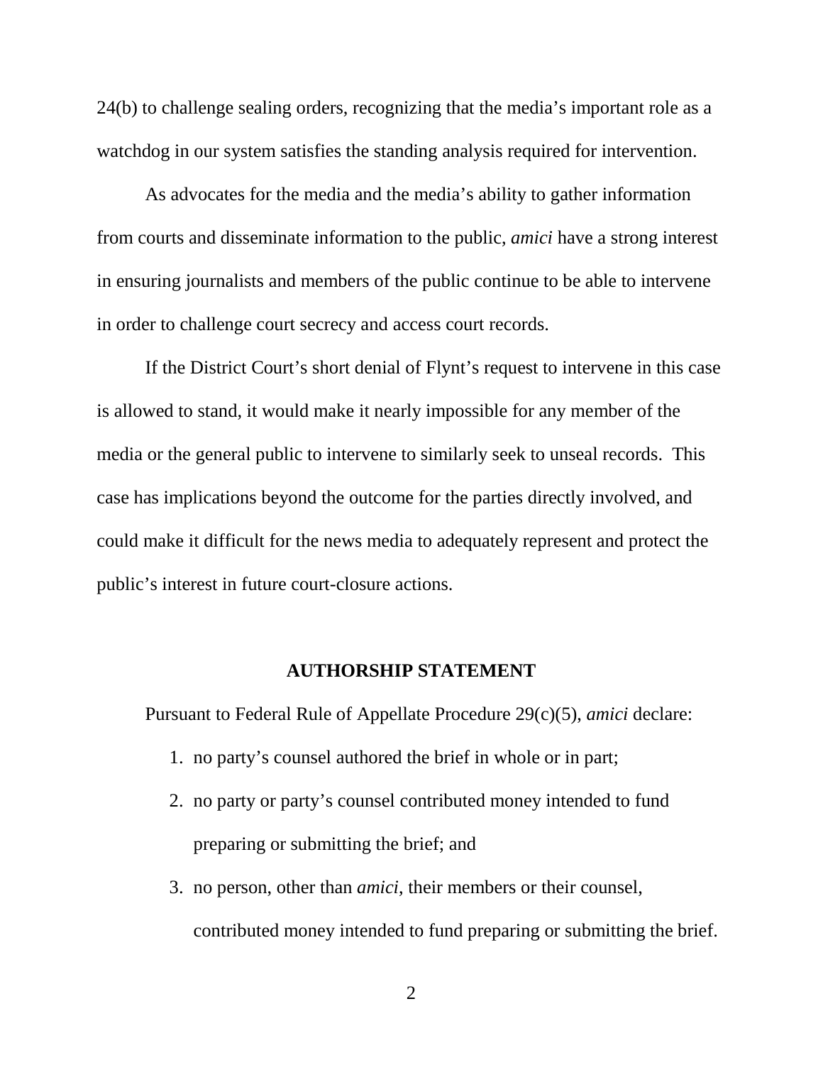24(b) to challenge sealing orders, recognizing that the media's important role as a watchdog in our system satisfies the standing analysis required for intervention.

As advocates for the media and the media's ability to gather information from courts and disseminate information to the public, *amici* have a strong interest in ensuring journalists and members of the public continue to be able to intervene in order to challenge court secrecy and access court records.

If the District Court's short denial of Flynt's request to intervene in this case is allowed to stand, it would make it nearly impossible for any member of the media or the general public to intervene to similarly seek to unseal records. This case has implications beyond the outcome for the parties directly involved, and could make it difficult for the news media to adequately represent and protect the public's interest in future court-closure actions.

## AUTHORSHIP STATEMENT

Pursuant to Federal Rule of Appellate Procedure 29(c)(5), *amici* declare:

1. no party's counsel authored the brief in whole or in part;
2. no party or party's counsel contributed money intended to fund preparing or submitting the brief; and
3. no person, other than *amici*, their members or their counsel, contributed money intended to fund preparing or submitting the brief.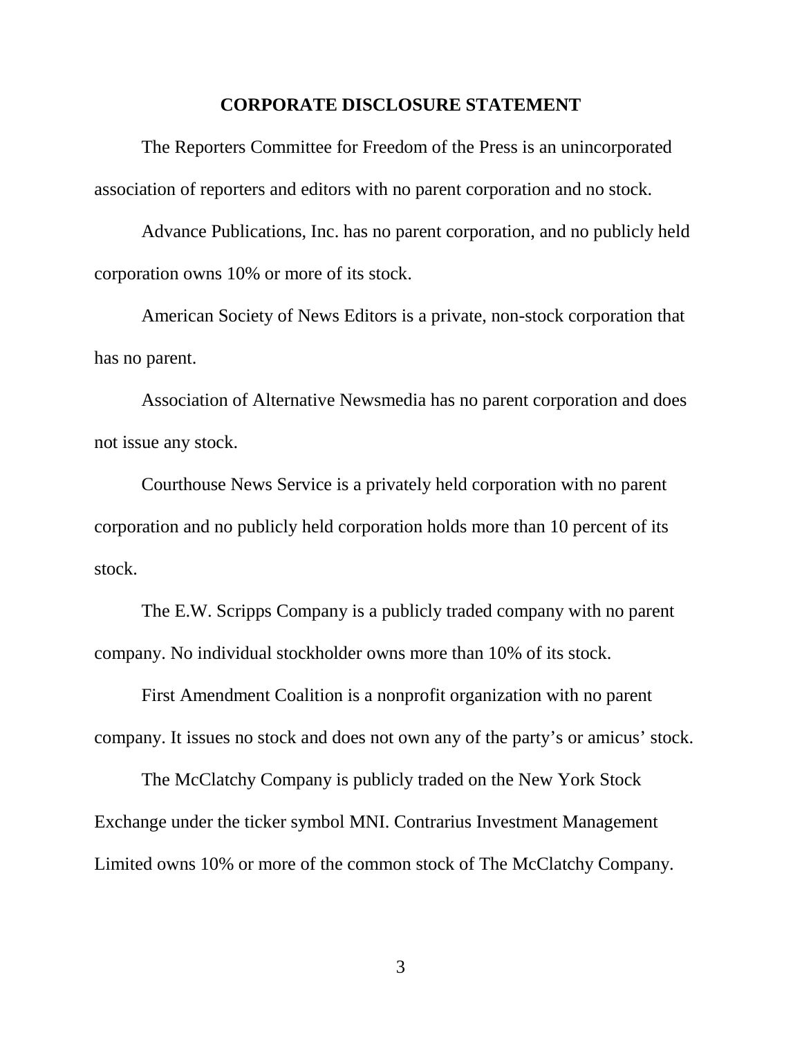## CORPORATE DISCLOSURE STATEMENT

The Reporters Committee for Freedom of the Press is an unincorporated association of reporters and editors with no parent corporation and no stock.

Advance Publications, Inc. has no parent corporation, and no publicly held corporation owns 10% or more of its stock.

American Society of News Editors is a private, non-stock corporation that has no parent.

Association of Alternative Newsmedia has no parent corporation and does not issue any stock.

Courthouse News Service is a privately held corporation with no parent corporation and no publicly held corporation holds more than 10 percent of its stock.

The E.W. Scripps Company is a publicly traded company with no parent company. No individual stockholder owns more than 10% of its stock.

First Amendment Coalition is a nonprofit organization with no parent company. It issues no stock and does not own any of the party's or amicus' stock.

The McClatchy Company is publicly traded on the New York Stock Exchange under the ticker symbol MNI. Contrarius Investment Management Limited owns 10% or more of the common stock of The McClatchy Company.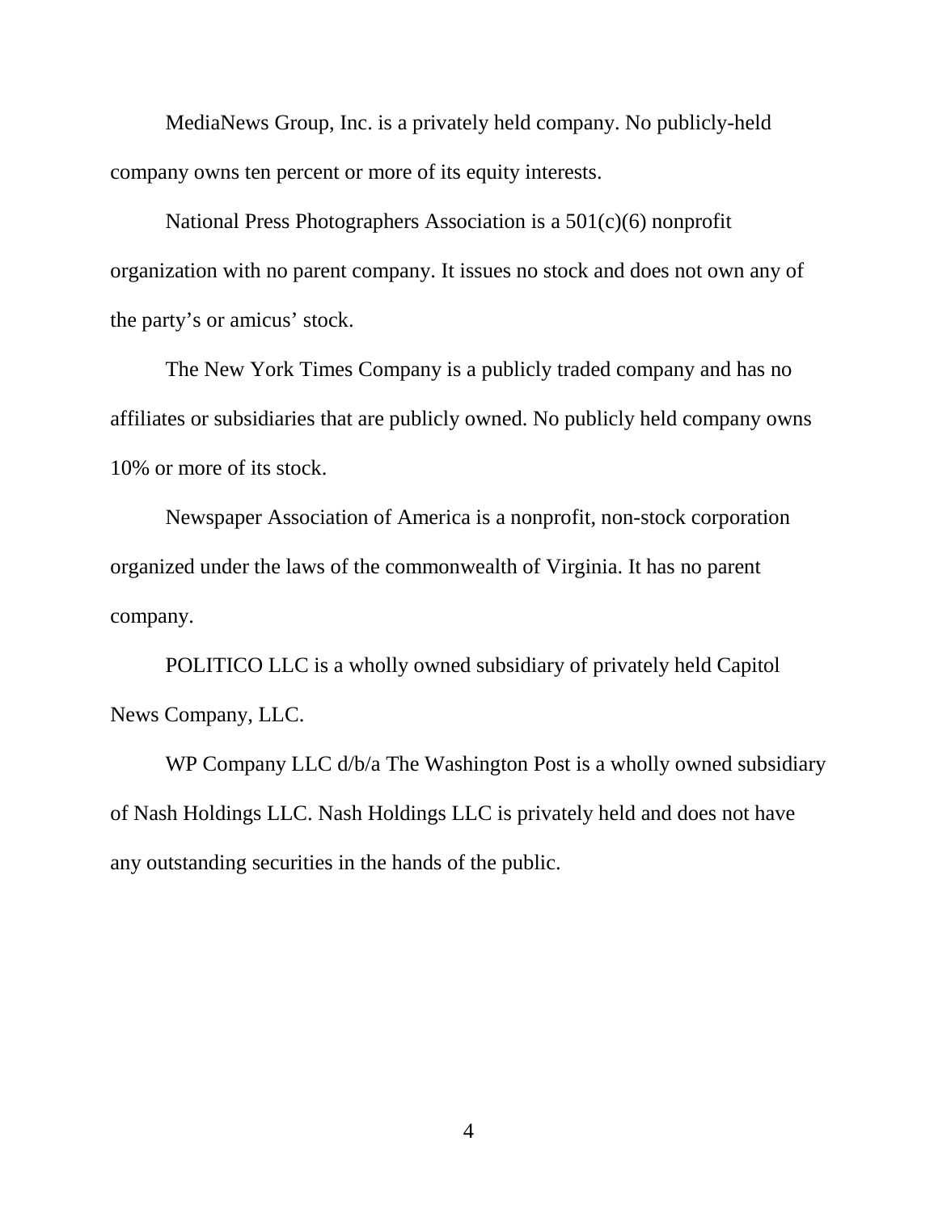MediaNews Group, Inc. is a privately held company. No publicly-held company owns ten percent or more of its equity interests.

National Press Photographers Association is a 501(c)(6) nonprofit organization with no parent company. It issues no stock and does not own any of the party's or amicus' stock.

The New York Times Company is a publicly traded company and has no affiliates or subsidiaries that are publicly owned. No publicly held company owns 10% or more of its stock.

Newspaper Association of America is a nonprofit, non-stock corporation organized under the laws of the commonwealth of Virginia. It has no parent company.

POLITICO LLC is a wholly owned subsidiary of privately held Capitol News Company, LLC.

WP Company LLC d/b/a The Washington Post is a wholly owned subsidiary of Nash Holdings LLC. Nash Holdings LLC is privately held and does not have any outstanding securities in the hands of the public.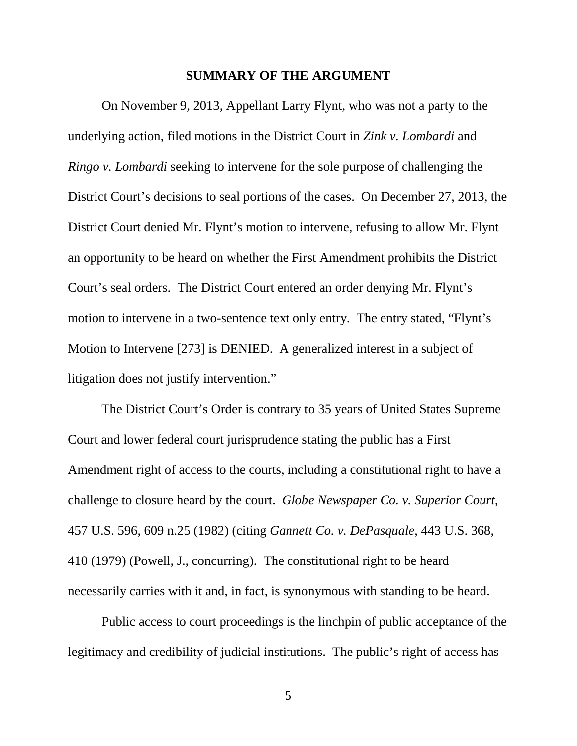## SUMMARY OF THE ARGUMENT

On November 9, 2013, Appellant Larry Flynt, who was not a party to the underlying action, filed motions in the District Court in *Zink v. Lombardi* and *Ringo v. Lombardi* seeking to intervene for the sole purpose of challenging the District Court's decisions to seal portions of the cases. On December 27, 2013, the District Court denied Mr. Flynt's motion to intervene, refusing to allow Mr. Flynt an opportunity to be heard on whether the First Amendment prohibits the District Court's seal orders. The District Court entered an order denying Mr. Flynt's motion to intervene in a two-sentence text only entry. The entry stated, "Flynt's Motion to Intervene [273] is DENIED. A generalized interest in a subject of litigation does not justify intervention."

The District Court's Order is contrary to 35 years of United States Supreme Court and lower federal court jurisprudence stating the public has a First Amendment right of access to the courts, including a constitutional right to have a challenge to closure heard by the court. *Globe Newspaper Co. v. Superior Court*, 457 U.S. 596, 609 n.25 (1982) (citing *Gannett Co. v. DePasquale*, 443 U.S. 368, 410 (1979) (Powell, J., concurring). The constitutional right to be heard necessarily carries with it and, in fact, is synonymous with standing to be heard.

Public access to court proceedings is the linchpin of public acceptance of the legitimacy and credibility of judicial institutions. The public's right of access has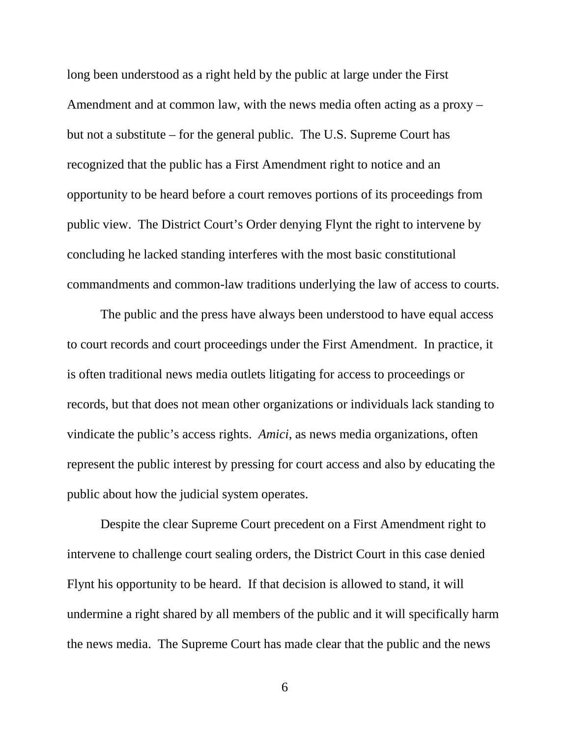long been understood as a right held by the public at large under the First Amendment and at common law, with the news media often acting as a proxy – but not a substitute – for the general public. The U.S. Supreme Court has recognized that the public has a First Amendment right to notice and an opportunity to be heard before a court removes portions of its proceedings from public view. The District Court's Order denying Flynt the right to intervene by concluding he lacked standing interferes with the most basic constitutional commandments and common-law traditions underlying the law of access to courts.

The public and the press have always been understood to have equal access to court records and court proceedings under the First Amendment. In practice, it is often traditional news media outlets litigating for access to proceedings or records, but that does not mean other organizations or individuals lack standing to vindicate the public's access rights. *Amici*, as news media organizations, often represent the public interest by pressing for court access and also by educating the public about how the judicial system operates.

Despite the clear Supreme Court precedent on a First Amendment right to intervene to challenge court sealing orders, the District Court in this case denied Flynt his opportunity to be heard. If that decision is allowed to stand, it will undermine a right shared by all members of the public and it will specifically harm the news media. The Supreme Court has made clear that the public and the news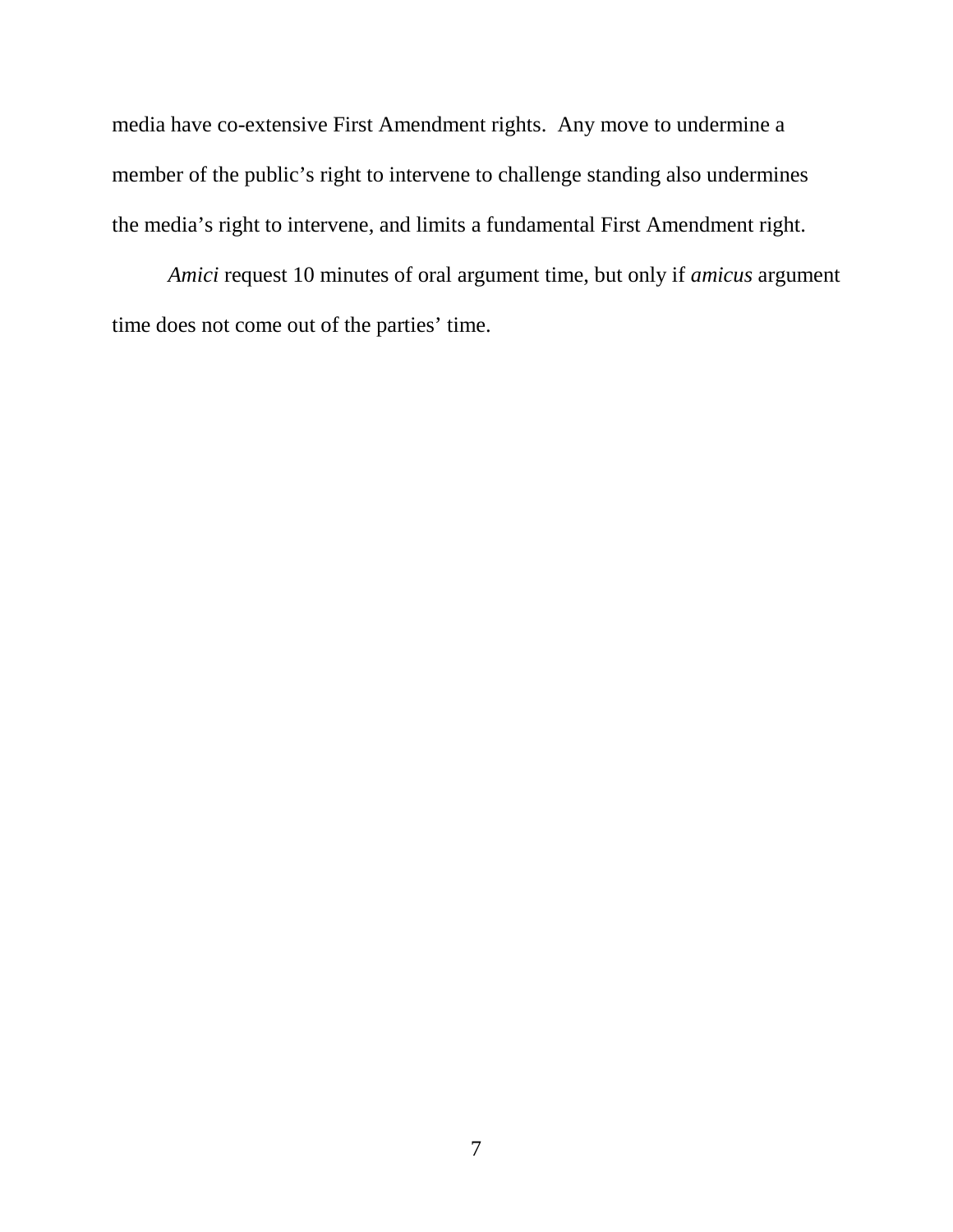media have co-extensive First Amendment rights. Any move to undermine a member of the public's right to intervene to challenge standing also undermines the media's right to intervene, and limits a fundamental First Amendment right.

*Amici* request 10 minutes of oral argument time, but only if *amicus* argument time does not come out of the parties' time.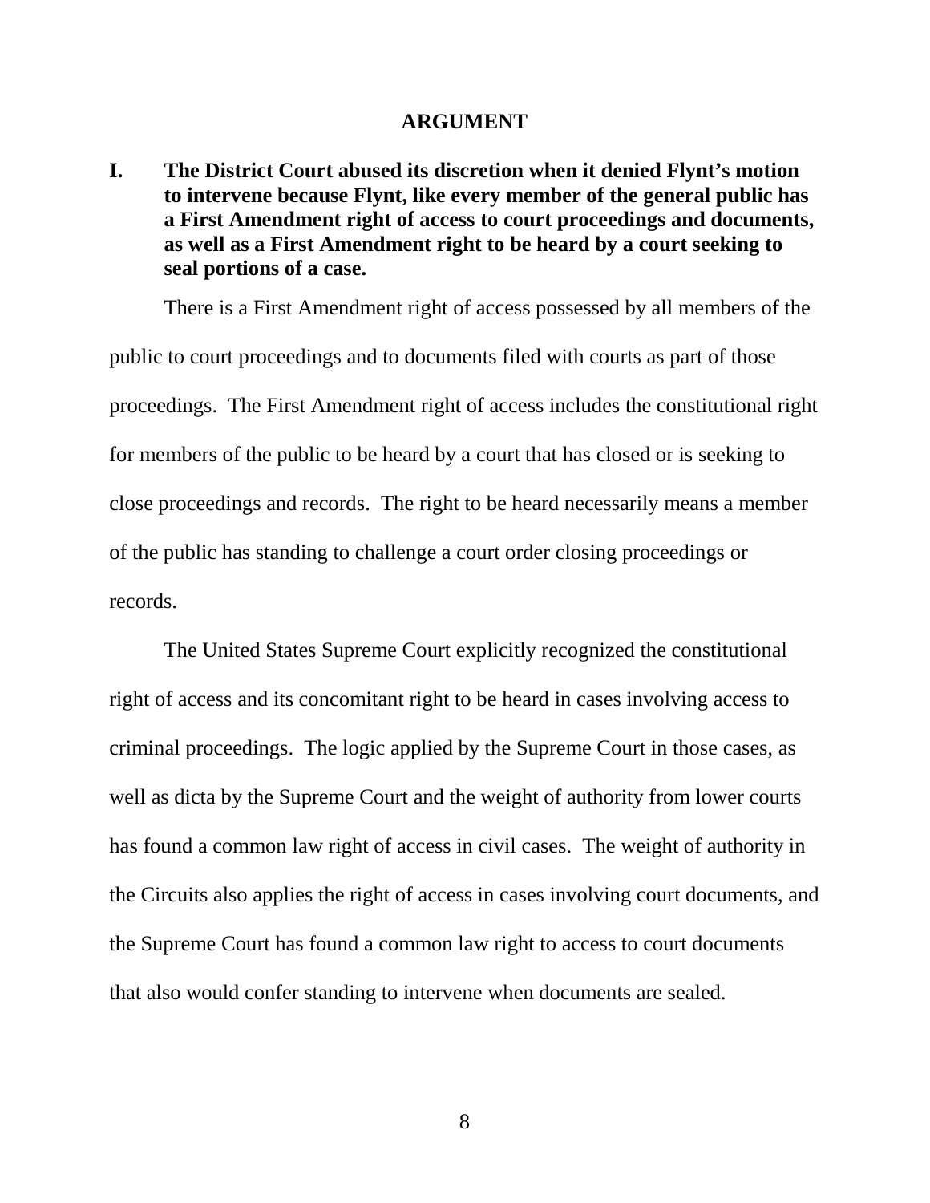# ARGUMENT

## I. The District Court abused its discretion when it denied Flynt's motion to intervene because Flynt, like every member of the general public has a First Amendment right of access to court proceedings and documents, as well as a First Amendment right to be heard by a court seeking to seal portions of a case.

There is a First Amendment right of access possessed by all members of the public to court proceedings and to documents filed with courts as part of those proceedings. The First Amendment right of access includes the constitutional right for members of the public to be heard by a court that has closed or is seeking to close proceedings and records. The right to be heard necessarily means a member of the public has standing to challenge a court order closing proceedings or records.

The United States Supreme Court explicitly recognized the constitutional right of access and its concomitant right to be heard in cases involving access to criminal proceedings. The logic applied by the Supreme Court in those cases, as well as dicta by the Supreme Court and the weight of authority from lower courts has found a common law right of access in civil cases. The weight of authority in the Circuits also applies the right of access in cases involving court documents, and the Supreme Court has found a common law right to access to court documents that also would confer standing to intervene when documents are sealed.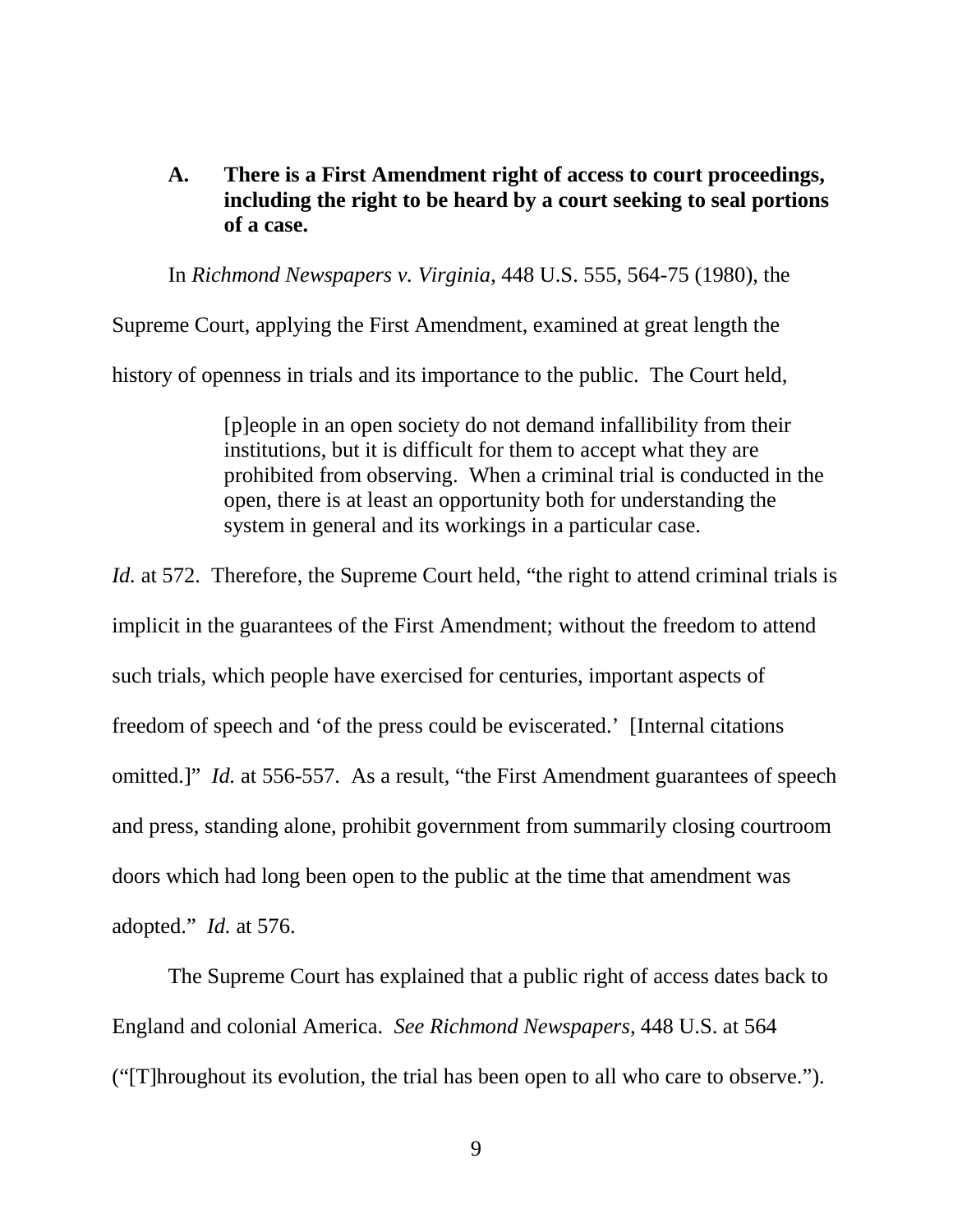### A. There is a First Amendment right of access to court proceedings, including the right to be heard by a court seeking to seal portions of a case.

In *Richmond Newspapers v. Virginia*, 448 U.S. 555, 564-75 (1980), the Supreme Court, applying the First Amendment, examined at great length the history of openness in trials and its importance to the public. The Court held,

> [p]eople in an open society do not demand infallibility from their institutions, but it is difficult for them to accept what they are prohibited from observing. When a criminal trial is conducted in the open, there is at least an opportunity both for understanding the system in general and its workings in a particular case.

*Id.* at 572. Therefore, the Supreme Court held, "the right to attend criminal trials is implicit in the guarantees of the First Amendment; without the freedom to attend such trials, which people have exercised for centuries, important aspects of freedom of speech and 'of the press could be eviscerated.' [Internal citations omitted.]" *Id.* at 556-557. As a result, "the First Amendment guarantees of speech and press, standing alone, prohibit government from summarily closing courtroom doors which had long been open to the public at the time that amendment was adopted." *Id.* at 576.

The Supreme Court has explained that a public right of access dates back to England and colonial America. *See Richmond Newspapers*, 448 U.S. at 564 ("[T]hroughout its evolution, the trial has been open to all who care to observe.").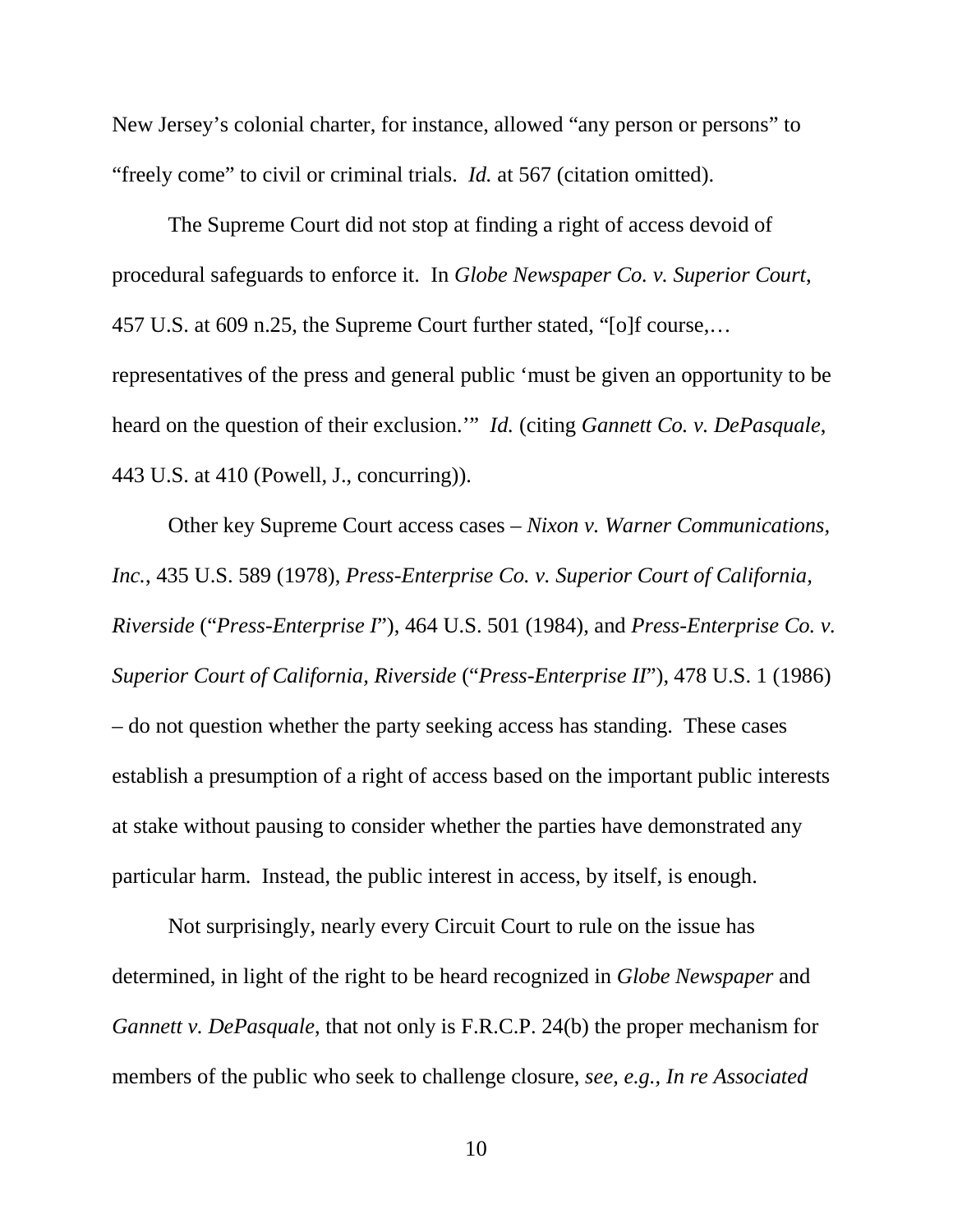New Jersey's colonial charter, for instance, allowed "any person or persons" to "freely come" to civil or criminal trials. *Id.* at 567 (citation omitted).

The Supreme Court did not stop at finding a right of access devoid of procedural safeguards to enforce it. In *Globe Newspaper Co. v. Superior Court*, 457 U.S. at 609 n.25, the Supreme Court further stated, "[o]f course,… representatives of the press and general public 'must be given an opportunity to be heard on the question of their exclusion.'" *Id.* (citing *Gannett Co. v. DePasquale*, 443 U.S. at 410 (Powell, J., concurring)).

Other key Supreme Court access cases – *Nixon v. Warner Communications, Inc.*, 435 U.S. 589 (1978), *Press-Enterprise Co. v. Superior Court of California, Riverside* ("*Press-Enterprise I*"), 464 U.S. 501 (1984), and *Press-Enterprise Co. v. Superior Court of California, Riverside* ("*Press-Enterprise II*"), 478 U.S. 1 (1986) – do not question whether the party seeking access has standing. These cases establish a presumption of a right of access based on the important public interests at stake without pausing to consider whether the parties have demonstrated any particular harm. Instead, the public interest in access, by itself, is enough.

Not surprisingly, nearly every Circuit Court to rule on the issue has determined, in light of the right to be heard recognized in *Globe Newspaper* and *Gannett v. DePasquale*, that not only is F.R.C.P. 24(b) the proper mechanism for members of the public who seek to challenge closure, *see, e.g.*, *In re Associated*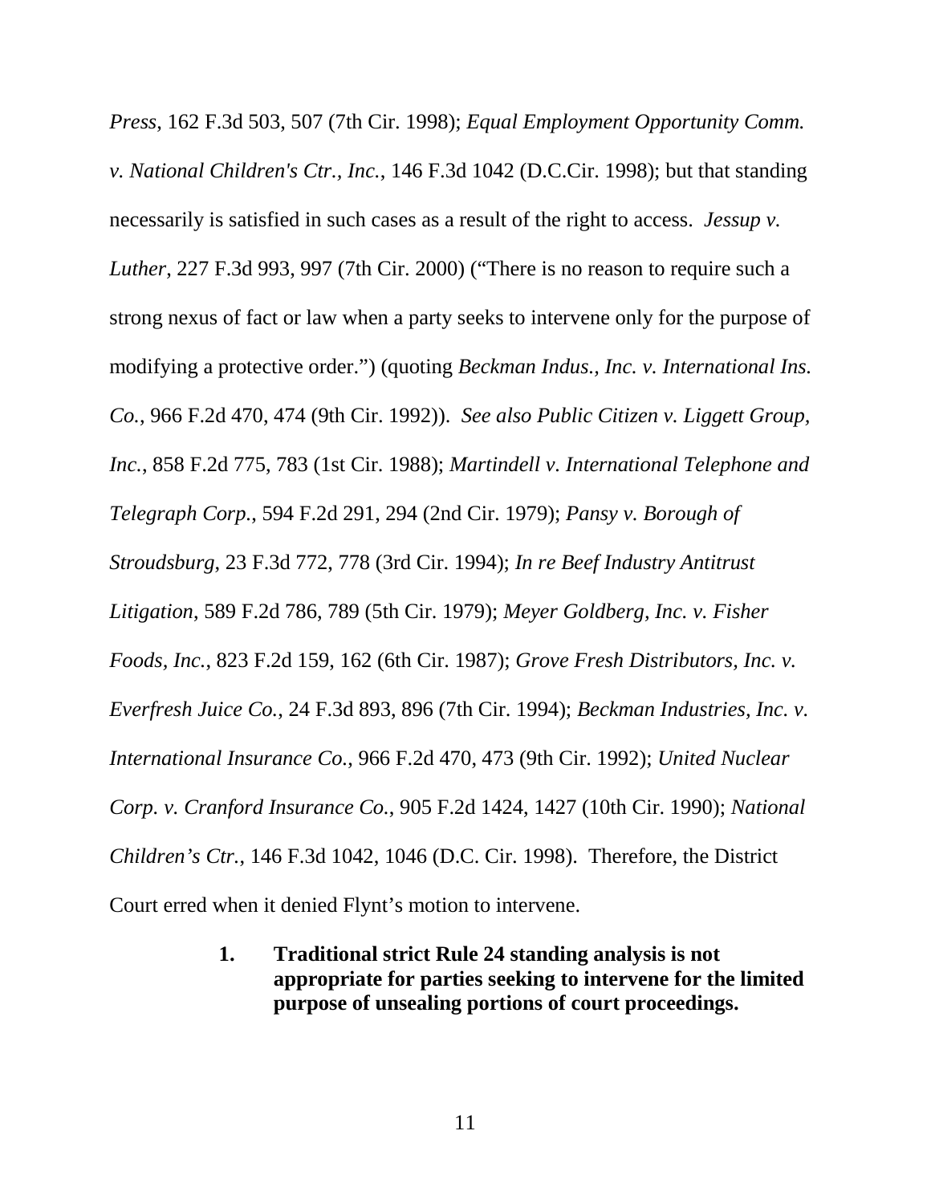*Press*, 162 F.3d 503, 507 (7th Cir. 1998); *Equal Employment Opportunity Comm. v. National Children's Ctr., Inc.*, 146 F.3d 1042 (D.C.Cir. 1998); but that standing necessarily is satisfied in such cases as a result of the right to access. *Jessup v. Luther*, 227 F.3d 993, 997 (7th Cir. 2000) ("There is no reason to require such a strong nexus of fact or law when a party seeks to intervene only for the purpose of modifying a protective order.") (quoting *Beckman Indus., Inc. v. International Ins. Co.*, 966 F.2d 470, 474 (9th Cir. 1992)). *See also Public Citizen v. Liggett Group, Inc.*, 858 F.2d 775, 783 (1st Cir. 1988); *Martindell v. International Telephone and Telegraph Corp.*, 594 F.2d 291, 294 (2nd Cir. 1979); *Pansy v. Borough of Stroudsburg*, 23 F.3d 772, 778 (3rd Cir. 1994); *In re Beef Industry Antitrust Litigation*, 589 F.2d 786, 789 (5th Cir. 1979); *Meyer Goldberg, Inc. v. Fisher Foods, Inc.*, 823 F.2d 159, 162 (6th Cir. 1987); *Grove Fresh Distributors, Inc. v. Everfresh Juice Co.*, 24 F.3d 893, 896 (7th Cir. 1994); *Beckman Industries, Inc. v. International Insurance Co.*, 966 F.2d 470, 473 (9th Cir. 1992); *United Nuclear Corp. v. Cranford Insurance Co.*, 905 F.2d 1424, 1427 (10th Cir. 1990); *National Children's Ctr.*, 146 F.3d 1042, 1046 (D.C. Cir. 1998). Therefore, the District Court erred when it denied Flynt's motion to intervene.

**1. Traditional strict Rule 24 standing analysis is not appropriate for parties seeking to intervene for the limited purpose of unsealing portions of court proceedings.**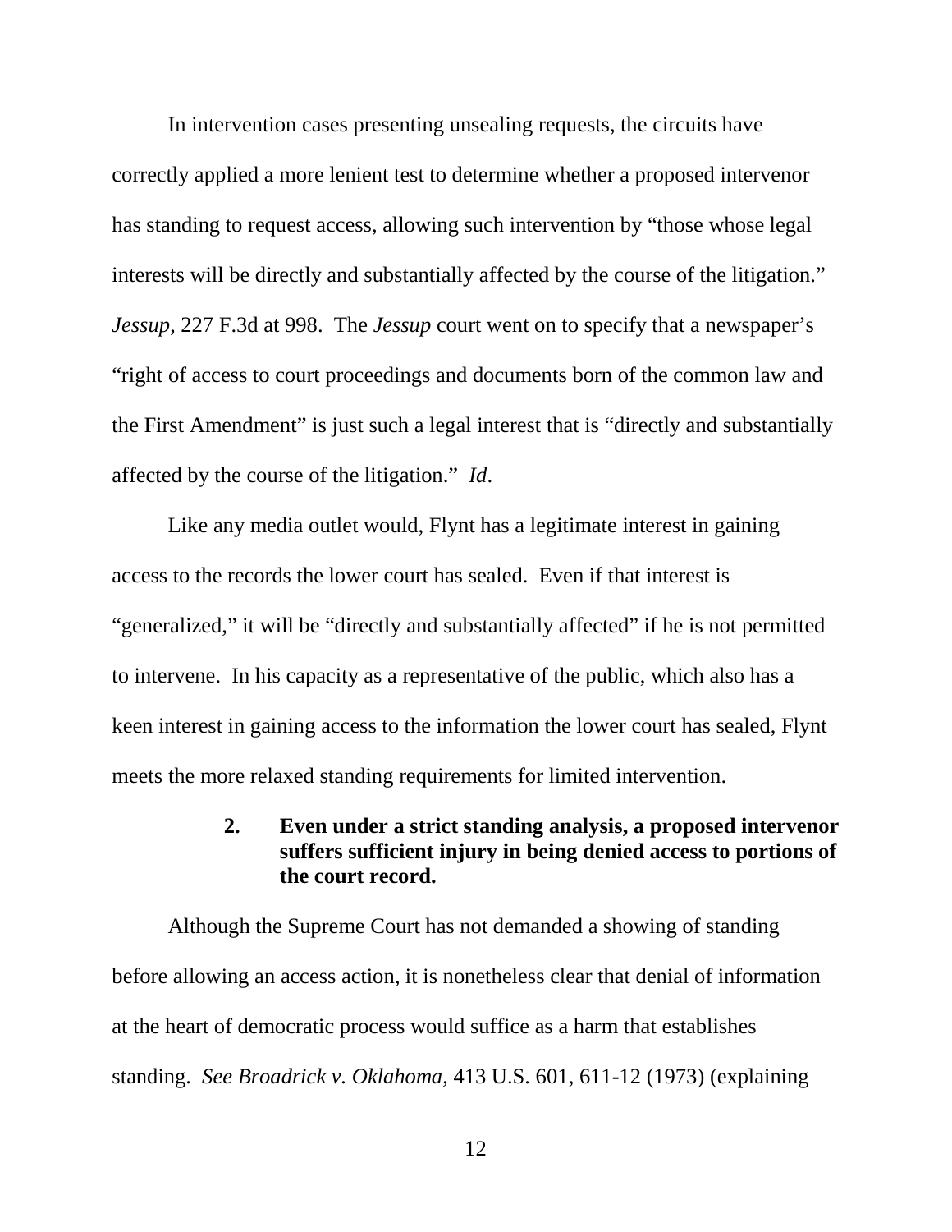In intervention cases presenting unsealing requests, the circuits have correctly applied a more lenient test to determine whether a proposed intervenor has standing to request access, allowing such intervention by "those whose legal interests will be directly and substantially affected by the course of the litigation." *Jessup*, 227 F.3d at 998. The *Jessup* court went on to specify that a newspaper's "right of access to court proceedings and documents born of the common law and the First Amendment" is just such a legal interest that is "directly and substantially affected by the course of the litigation." *Id*.

Like any media outlet would, Flynt has a legitimate interest in gaining access to the records the lower court has sealed. Even if that interest is "generalized," it will be "directly and substantially affected" if he is not permitted to intervene. In his capacity as a representative of the public, which also has a keen interest in gaining access to the information the lower court has sealed, Flynt meets the more relaxed standing requirements for limited intervention.

### 2. Even under a strict standing analysis, a proposed intervenor suffers sufficient injury in being denied access to portions of the court record.

Although the Supreme Court has not demanded a showing of standing before allowing an access action, it is nonetheless clear that denial of information at the heart of democratic process would suffice as a harm that establishes standing. *See Broadrick v. Oklahoma*, 413 U.S. 601, 611-12 (1973) (explaining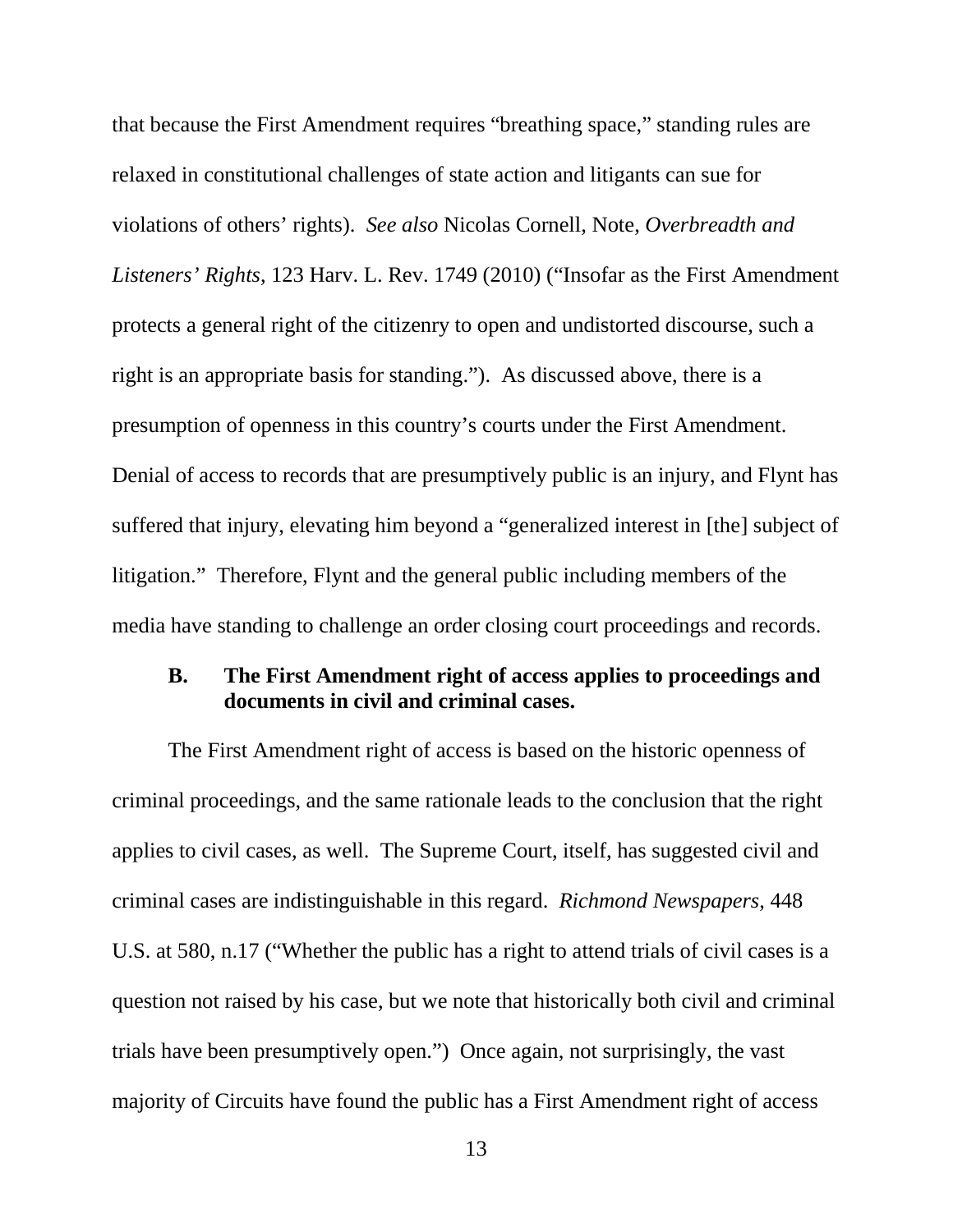that because the First Amendment requires "breathing space," standing rules are relaxed in constitutional challenges of state action and litigants can sue for violations of others' rights). *See also* Nicolas Cornell, Note, *Overbreadth and Listeners' Rights*, 123 Harv. L. Rev. 1749 (2010) ("Insofar as the First Amendment protects a general right of the citizenry to open and undistorted discourse, such a right is an appropriate basis for standing."). As discussed above, there is a presumption of openness in this country's courts under the First Amendment. Denial of access to records that are presumptively public is an injury, and Flynt has suffered that injury, elevating him beyond a "generalized interest in [the] subject of litigation." Therefore, Flynt and the general public including members of the media have standing to challenge an order closing court proceedings and records.

### B. The First Amendment right of access applies to proceedings and documents in civil and criminal cases.

The First Amendment right of access is based on the historic openness of criminal proceedings, and the same rationale leads to the conclusion that the right applies to civil cases, as well. The Supreme Court, itself, has suggested civil and criminal cases are indistinguishable in this regard. *Richmond Newspapers*, 448 U.S. at 580, n.17 ("Whether the public has a right to attend trials of civil cases is a question not raised by his case, but we note that historically both civil and criminal trials have been presumptively open.") Once again, not surprisingly, the vast majority of Circuits have found the public has a First Amendment right of access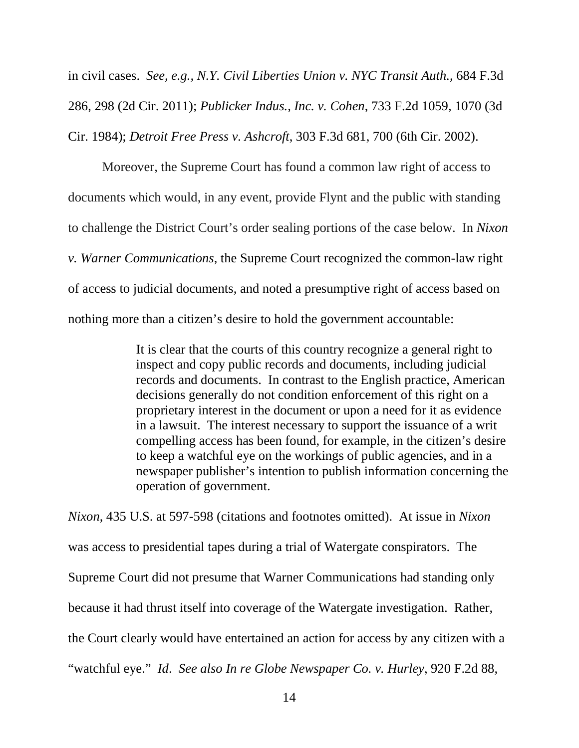in civil cases. *See, e.g., N.Y. Civil Liberties Union v. NYC Transit Auth.*, 684 F.3d 286, 298 (2d Cir. 2011); *Publicker Indus., Inc. v. Cohen*, 733 F.2d 1059, 1070 (3d Cir. 1984); *Detroit Free Press v. Ashcroft*, 303 F.3d 681, 700 (6th Cir. 2002).

Moreover, the Supreme Court has found a common law right of access to documents which would, in any event, provide Flynt and the public with standing to challenge the District Court's order sealing portions of the case below. In *Nixon v. Warner Communications*, the Supreme Court recognized the common-law right of access to judicial documents, and noted a presumptive right of access based on nothing more than a citizen's desire to hold the government accountable:

> It is clear that the courts of this country recognize a general right to inspect and copy public records and documents, including judicial records and documents. In contrast to the English practice, American decisions generally do not condition enforcement of this right on a proprietary interest in the document or upon a need for it as evidence in a lawsuit. The interest necessary to support the issuance of a writ compelling access has been found, for example, in the citizen's desire to keep a watchful eye on the workings of public agencies, and in a newspaper publisher's intention to publish information concerning the operation of government.

*Nixon*, 435 U.S. at 597-598 (citations and footnotes omitted). At issue in *Nixon* was access to presidential tapes during a trial of Watergate conspirators. The Supreme Court did not presume that Warner Communications had standing only because it had thrust itself into coverage of the Watergate investigation. Rather, the Court clearly would have entertained an action for access by any citizen with a "watchful eye." *Id*. *See also In re Globe Newspaper Co. v. Hurley*, 920 F.2d 88,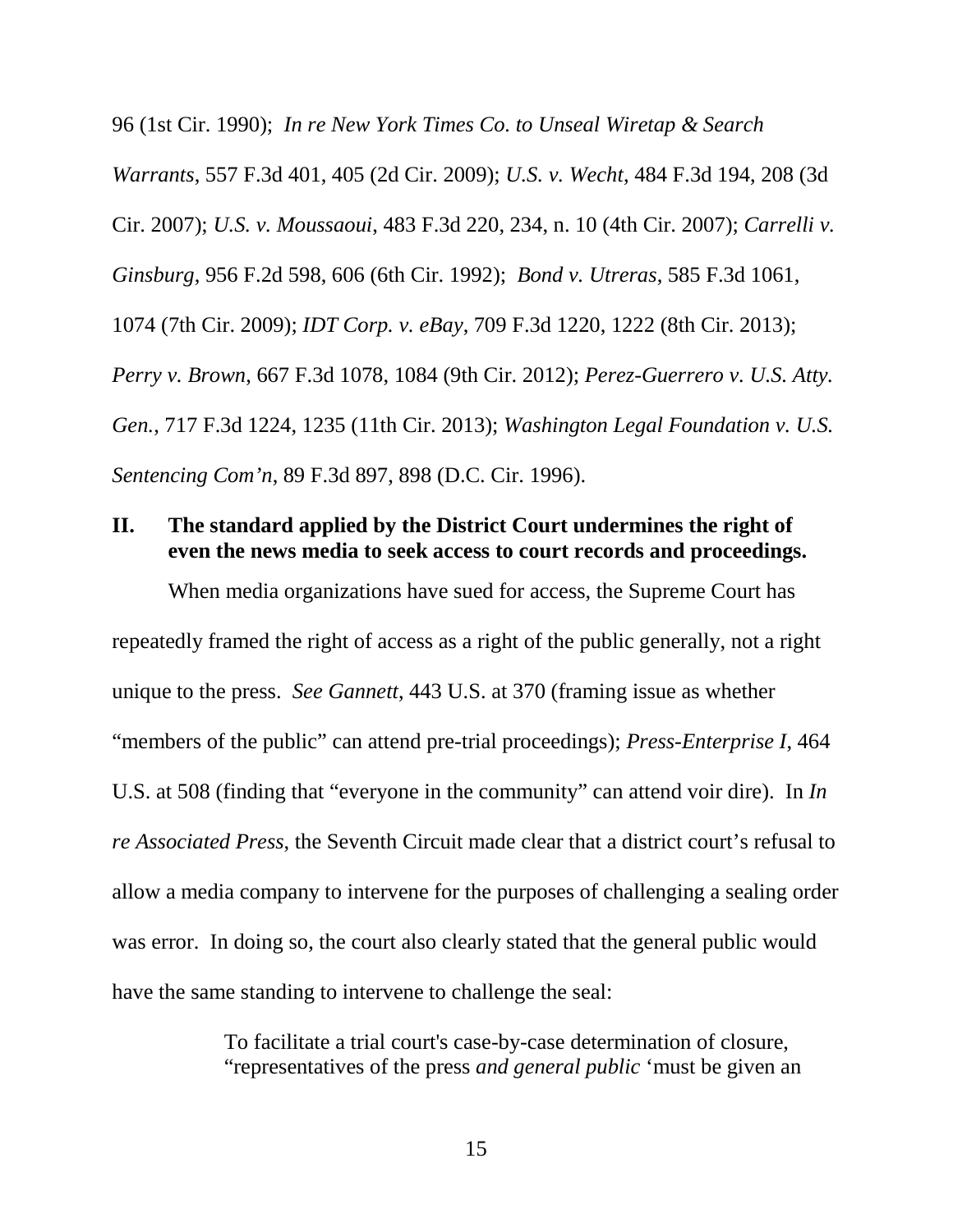96 (1st Cir. 1990); *In re New York Times Co. to Unseal Wiretap & Search Warrants*, 557 F.3d 401, 405 (2d Cir. 2009); *U.S. v. Wecht*, 484 F.3d 194, 208 (3d Cir. 2007); *U.S. v. Moussaoui*, 483 F.3d 220, 234, n. 10 (4th Cir. 2007); *Carrelli v. Ginsburg*, 956 F.2d 598, 606 (6th Cir. 1992); *Bond v. Utreras*, 585 F.3d 1061, 1074 (7th Cir. 2009); *IDT Corp. v. eBay*, 709 F.3d 1220, 1222 (8th Cir. 2013); *Perry v. Brown*, 667 F.3d 1078, 1084 (9th Cir. 2012); *Perez-Guerrero v. U.S. Atty. Gen.*, 717 F.3d 1224, 1235 (11th Cir. 2013); *Washington Legal Foundation v. U.S. Sentencing Com'n*, 89 F.3d 897, 898 (D.C. Cir. 1996).

## II. The standard applied by the District Court undermines the right of even the news media to seek access to court records and proceedings.

When media organizations have sued for access, the Supreme Court has repeatedly framed the right of access as a right of the public generally, not a right unique to the press. *See Gannett*, 443 U.S. at 370 (framing issue as whether "members of the public" can attend pre-trial proceedings); *Press-Enterprise I*, 464 U.S. at 508 (finding that "everyone in the community" can attend voir dire). In *In re Associated Press*, the Seventh Circuit made clear that a district court's refusal to allow a media company to intervene for the purposes of challenging a sealing order was error. In doing so, the court also clearly stated that the general public would have the same standing to intervene to challenge the seal:

> To facilitate a trial court's case-by-case determination of closure, "representatives of the press *and general public* 'must be given an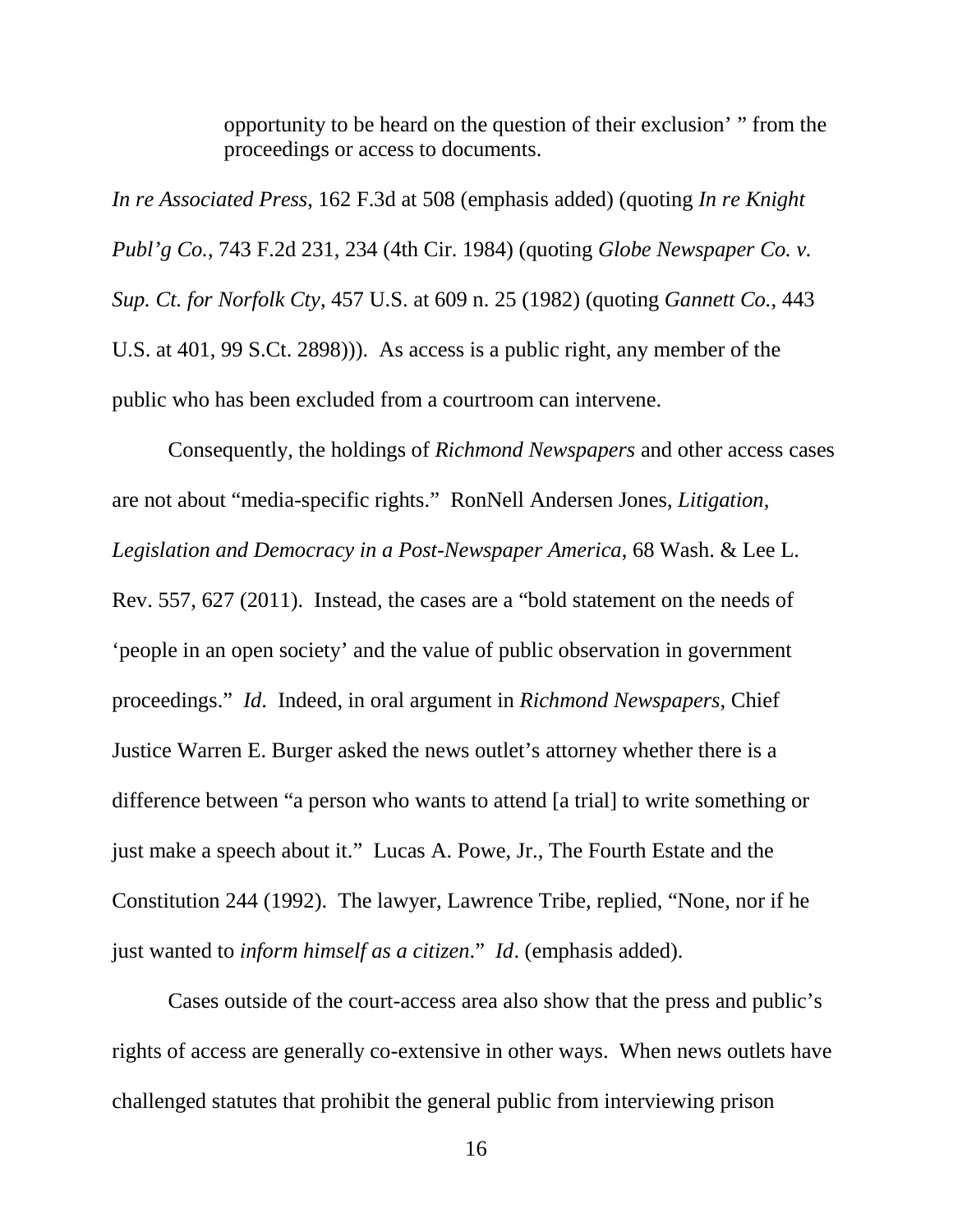> opportunity to be heard on the question of their exclusion' " from the proceedings or access to documents.

*In re Associated Press*, 162 F.3d at 508 (emphasis added) (quoting *In re Knight Publ'g Co.*, 743 F.2d 231, 234 (4th Cir. 1984) (quoting *Globe Newspaper Co. v. Sup. Ct. for Norfolk Cty*, 457 U.S. at 609 n. 25 (1982) (quoting *Gannett Co.*, 443 U.S. at 401, 99 S.Ct. 2898))). As access is a public right, any member of the public who has been excluded from a courtroom can intervene.

Consequently, the holdings of *Richmond Newspapers* and other access cases are not about "media-specific rights." RonNell Andersen Jones, *Litigation, Legislation and Democracy in a Post-Newspaper America*, 68 Wash. & Lee L. Rev. 557, 627 (2011). Instead, the cases are a "bold statement on the needs of 'people in an open society' and the value of public observation in government proceedings." *Id*. Indeed, in oral argument in *Richmond Newspapers*, Chief Justice Warren E. Burger asked the news outlet's attorney whether there is a difference between "a person who wants to attend [a trial] to write something or just make a speech about it." Lucas A. Powe, Jr., The Fourth Estate and the Constitution 244 (1992). The lawyer, Lawrence Tribe, replied, "None, nor if he just wanted to *inform himself as a citizen*." *Id*. (emphasis added).

Cases outside of the court-access area also show that the press and public's rights of access are generally co-extensive in other ways. When news outlets have challenged statutes that prohibit the general public from interviewing prison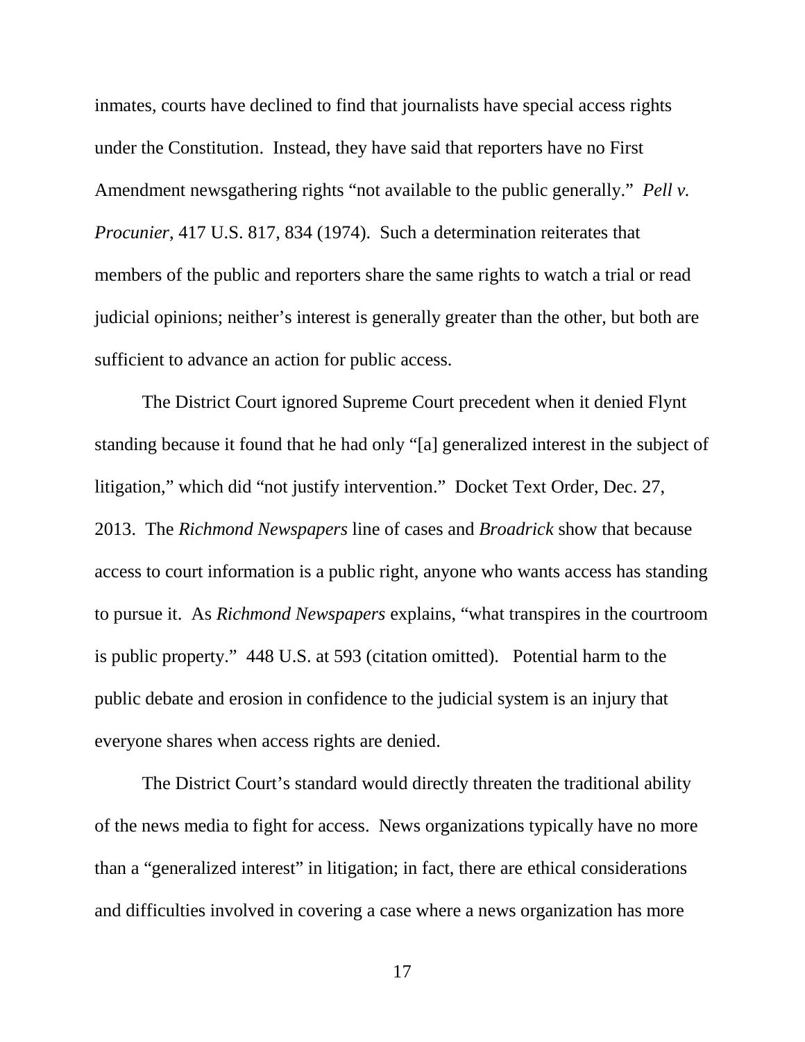inmates, courts have declined to find that journalists have special access rights under the Constitution. Instead, they have said that reporters have no First Amendment newsgathering rights "not available to the public generally." *Pell v. Procunier*, 417 U.S. 817, 834 (1974). Such a determination reiterates that members of the public and reporters share the same rights to watch a trial or read judicial opinions; neither's interest is generally greater than the other, but both are sufficient to advance an action for public access.

The District Court ignored Supreme Court precedent when it denied Flynt standing because it found that he had only "[a] generalized interest in the subject of litigation," which did "not justify intervention." Docket Text Order, Dec. 27, 2013. The *Richmond Newspapers* line of cases and *Broadrick* show that because access to court information is a public right, anyone who wants access has standing to pursue it. As *Richmond Newspapers* explains, "what transpires in the courtroom is public property." 448 U.S. at 593 (citation omitted). Potential harm to the public debate and erosion in confidence to the judicial system is an injury that everyone shares when access rights are denied.

The District Court's standard would directly threaten the traditional ability of the news media to fight for access. News organizations typically have no more than a "generalized interest" in litigation; in fact, there are ethical considerations and difficulties involved in covering a case where a news organization has more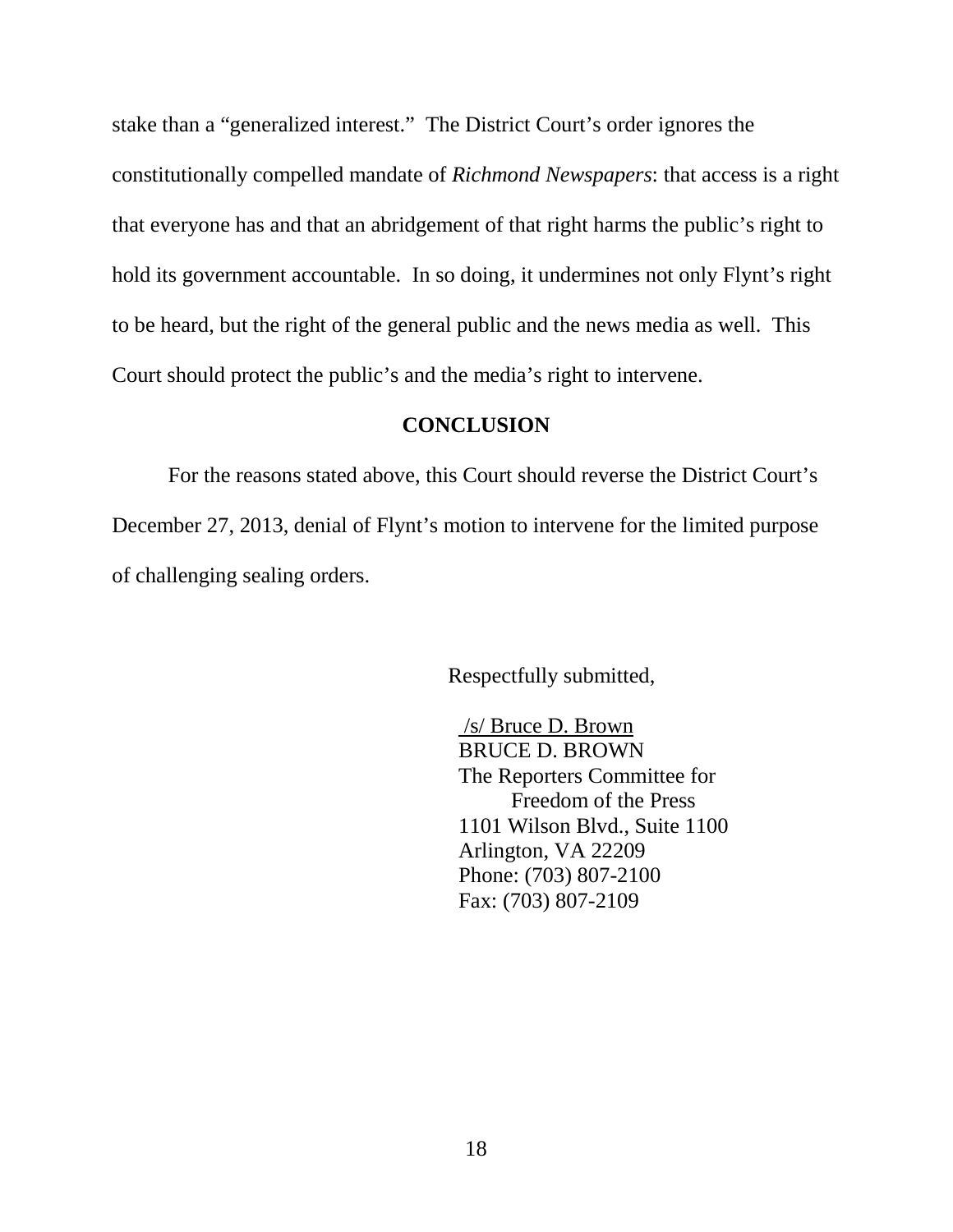stake than a "generalized interest." The District Court's order ignores the constitutionally compelled mandate of *Richmond Newspapers*: that access is a right that everyone has and that an abridgement of that right harms the public's right to hold its government accountable. In so doing, it undermines not only Flynt's right to be heard, but the right of the general public and the news media as well. This Court should protect the public's and the media's right to intervene.

## CONCLUSION

For the reasons stated above, this Court should reverse the District Court's December 27, 2013, denial of Flynt's motion to intervene for the limited purpose of challenging sealing orders.

Respectfully submitted,

/s/ Bruce D. Brown
BRUCE D. BROWN
The Reporters Committee for Freedom of the Press
1101 Wilson Blvd., Suite 1100
Arlington, VA 22209
Phone: (703) 807-2100
Fax: (703) 807-2109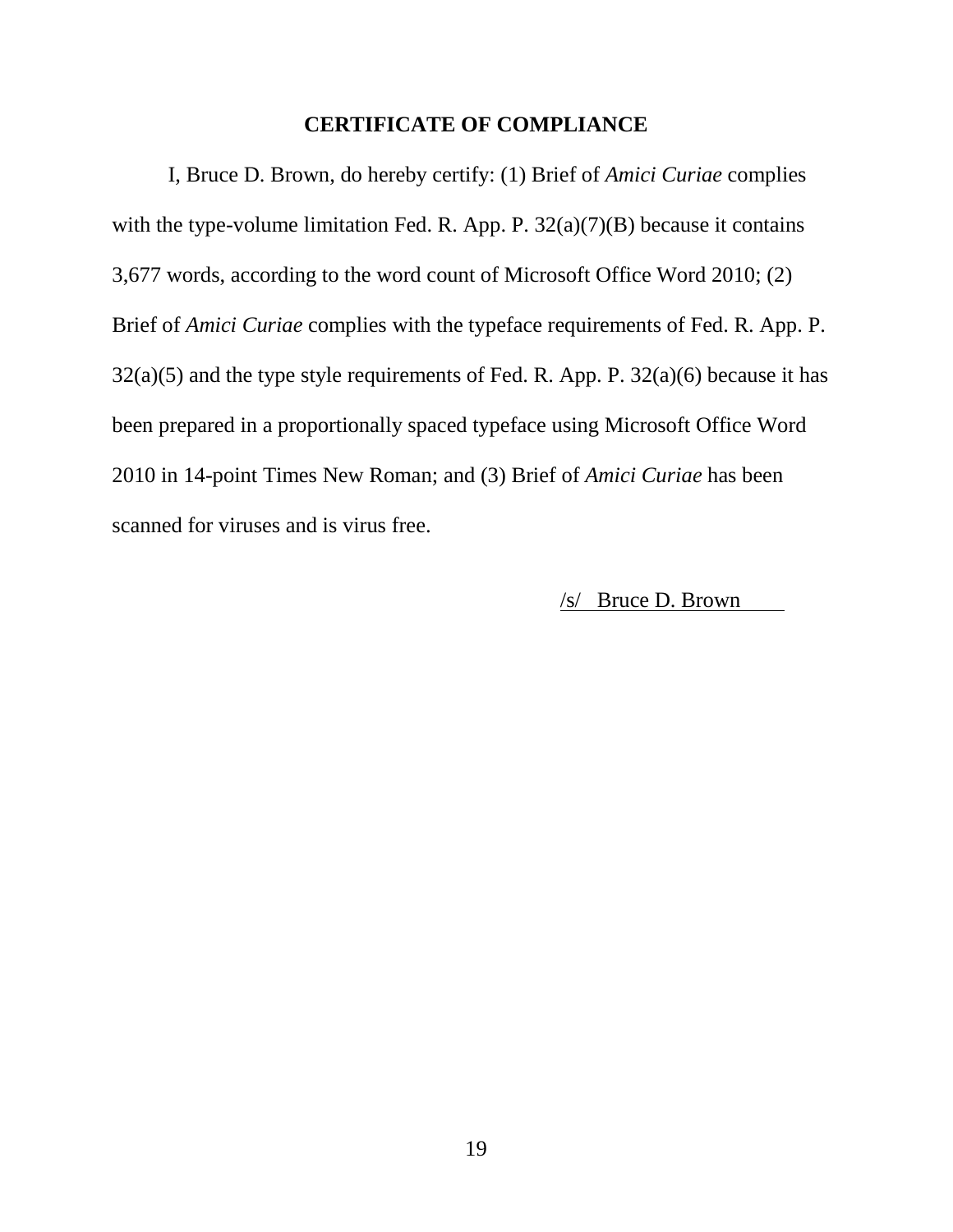## CERTIFICATE OF COMPLIANCE

I, Bruce D. Brown, do hereby certify: (1) Brief of *Amici Curiae* complies with the type-volume limitation Fed. R. App. P. 32(a)(7)(B) because it contains 3,677 words, according to the word count of Microsoft Office Word 2010; (2) Brief of *Amici Curiae* complies with the typeface requirements of Fed. R. App. P. 32(a)(5) and the type style requirements of Fed. R. App. P. 32(a)(6) because it has been prepared in a proportionally spaced typeface using Microsoft Office Word 2010 in 14-point Times New Roman; and (3) Brief of *Amici Curiae* has been scanned for viruses and is virus free.

/s/ Bruce D. Brown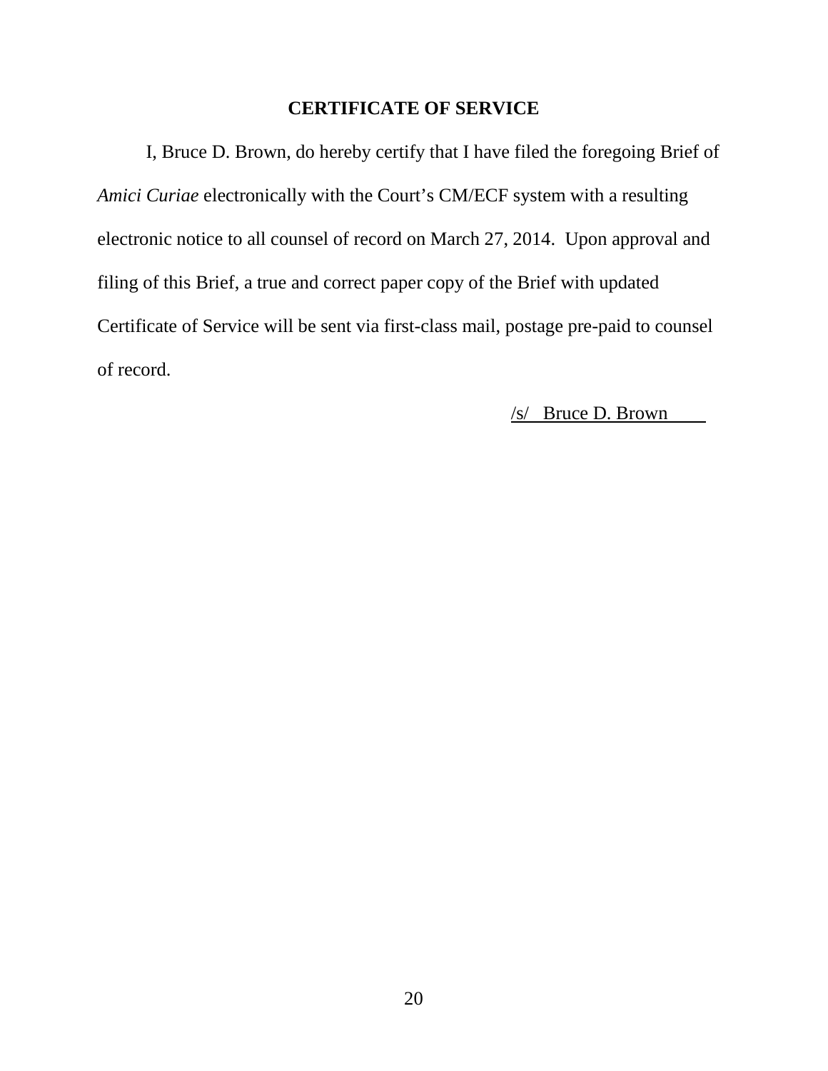# CERTIFICATE OF SERVICE

I, Bruce D. Brown, do hereby certify that I have filed the foregoing Brief of *Amici Curiae* electronically with the Court's CM/ECF system with a resulting electronic notice to all counsel of record on March 27, 2014. Upon approval and filing of this Brief, a true and correct paper copy of the Brief with updated Certificate of Service will be sent via first-class mail, postage pre-paid to counsel of record.

/s/ Bruce D. Brown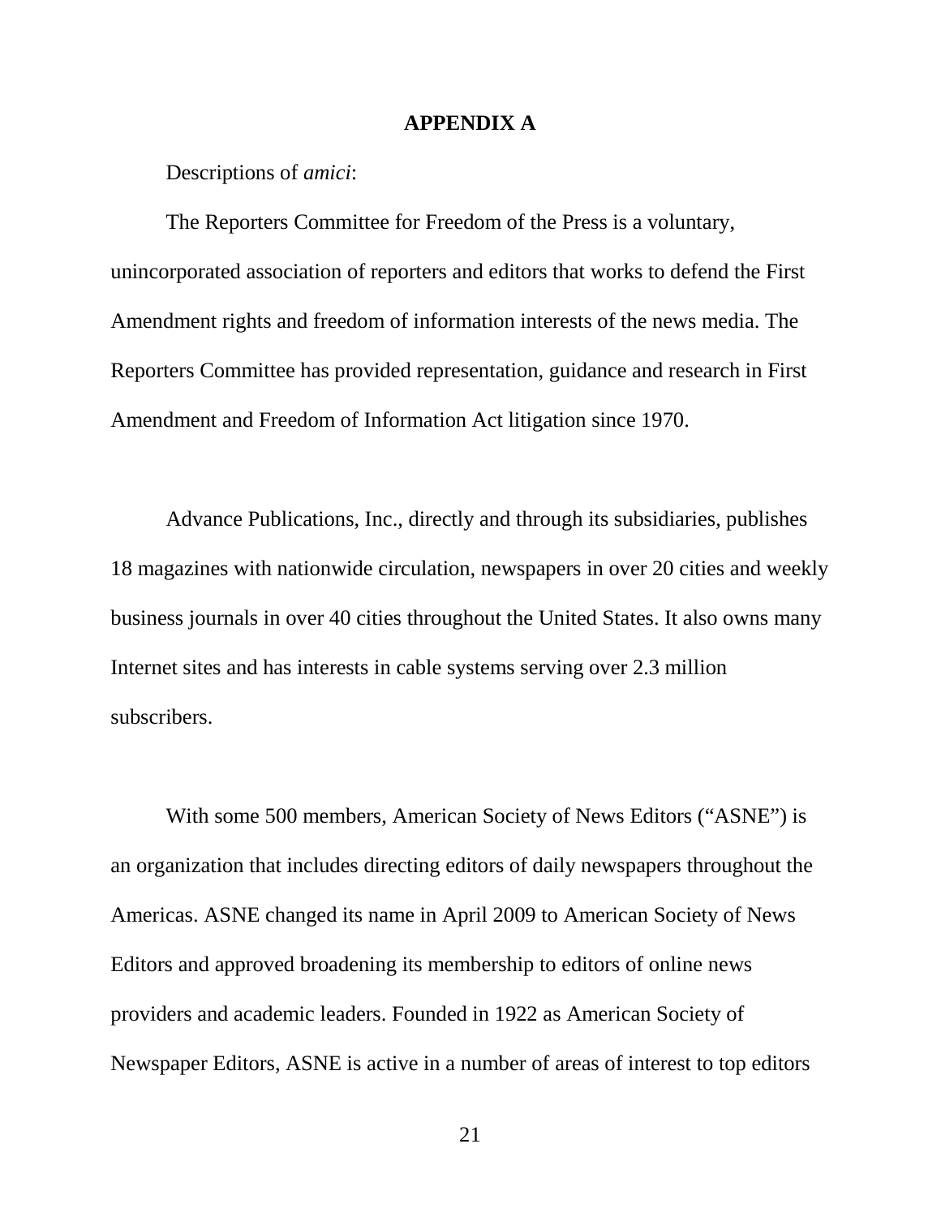## APPENDIX A

Descriptions of *amici*:

The Reporters Committee for Freedom of the Press is a voluntary, unincorporated association of reporters and editors that works to defend the First Amendment rights and freedom of information interests of the news media. The Reporters Committee has provided representation, guidance and research in First Amendment and Freedom of Information Act litigation since 1970.

Advance Publications, Inc., directly and through its subsidiaries, publishes 18 magazines with nationwide circulation, newspapers in over 20 cities and weekly business journals in over 40 cities throughout the United States. It also owns many Internet sites and has interests in cable systems serving over 2.3 million subscribers.

With some 500 members, American Society of News Editors ("ASNE") is an organization that includes directing editors of daily newspapers throughout the Americas. ASNE changed its name in April 2009 to American Society of News Editors and approved broadening its membership to editors of online news providers and academic leaders. Founded in 1922 as American Society of Newspaper Editors, ASNE is active in a number of areas of interest to top editors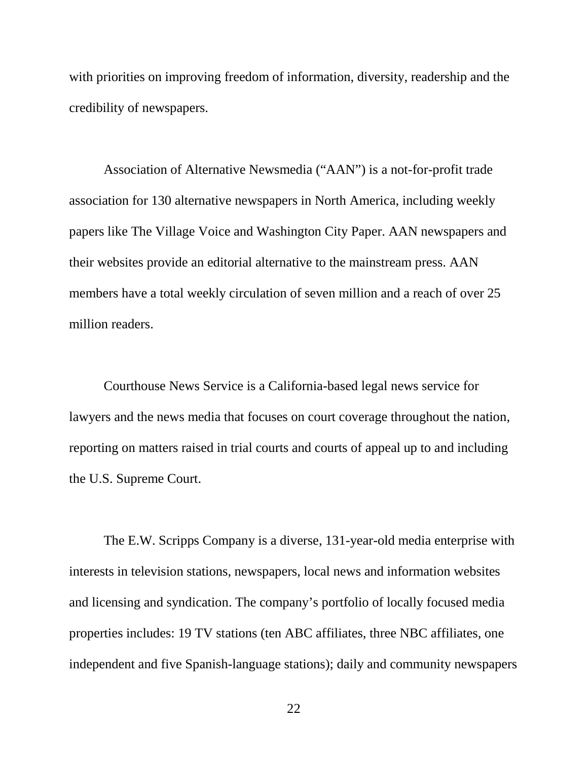with priorities on improving freedom of information, diversity, readership and the credibility of newspapers.

Association of Alternative Newsmedia (“AAN”) is a not-for-profit trade association for 130 alternative newspapers in North America, including weekly papers like The Village Voice and Washington City Paper. AAN newspapers and their websites provide an editorial alternative to the mainstream press. AAN members have a total weekly circulation of seven million and a reach of over 25 million readers.

Courthouse News Service is a California-based legal news service for lawyers and the news media that focuses on court coverage throughout the nation, reporting on matters raised in trial courts and courts of appeal up to and including the U.S. Supreme Court.

The E.W. Scripps Company is a diverse, 131-year-old media enterprise with interests in television stations, newspapers, local news and information websites and licensing and syndication. The company’s portfolio of locally focused media properties includes: 19 TV stations (ten ABC affiliates, three NBC affiliates, one independent and five Spanish-language stations); daily and community newspapers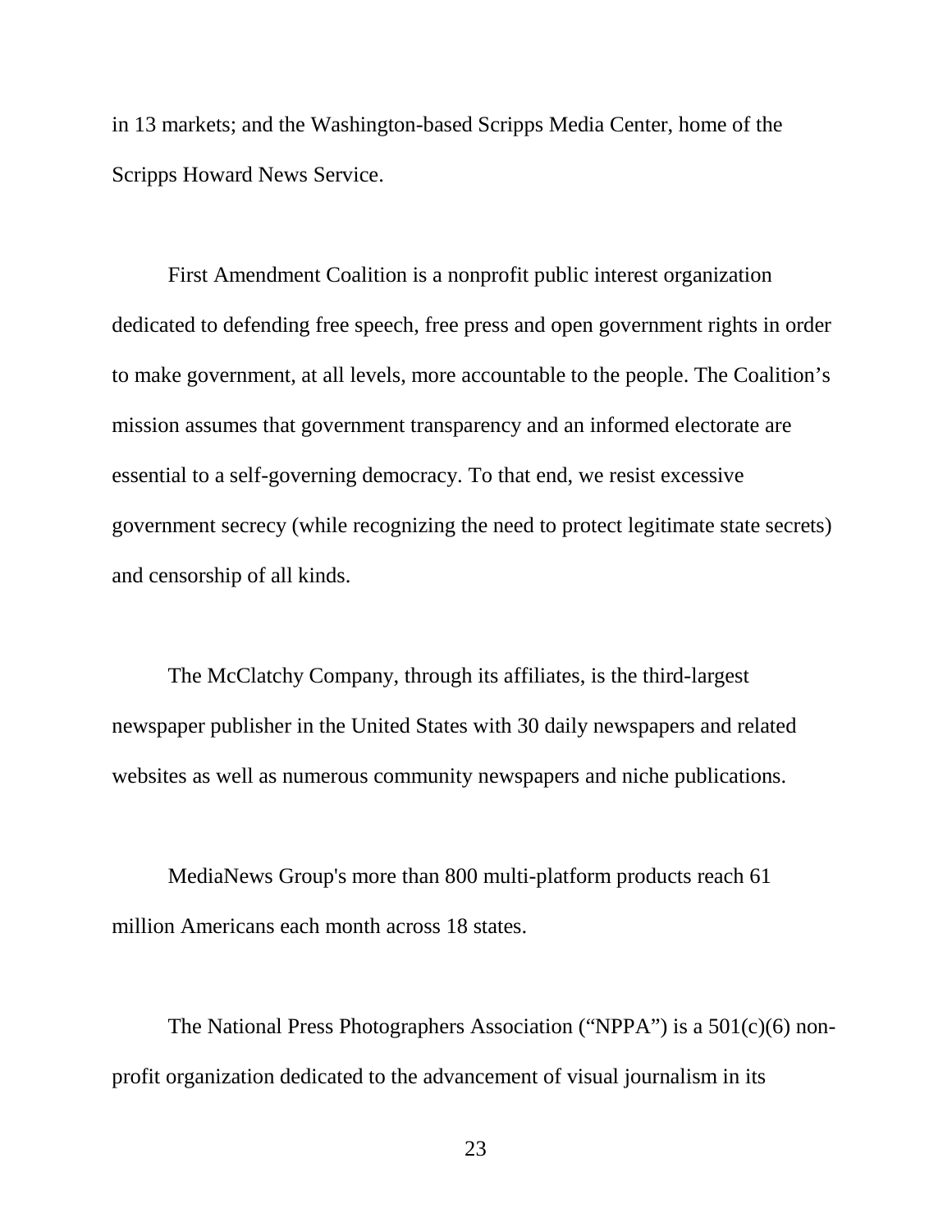in 13 markets; and the Washington-based Scripps Media Center, home of the Scripps Howard News Service.

First Amendment Coalition is a nonprofit public interest organization dedicated to defending free speech, free press and open government rights in order to make government, at all levels, more accountable to the people. The Coalition's mission assumes that government transparency and an informed electorate are essential to a self-governing democracy. To that end, we resist excessive government secrecy (while recognizing the need to protect legitimate state secrets) and censorship of all kinds.

The McClatchy Company, through its affiliates, is the third-largest newspaper publisher in the United States with 30 daily newspapers and related websites as well as numerous community newspapers and niche publications.

MediaNews Group's more than 800 multi-platform products reach 61 million Americans each month across 18 states.

The National Press Photographers Association ("NPPA") is a 501(c)(6) non-profit organization dedicated to the advancement of visual journalism in its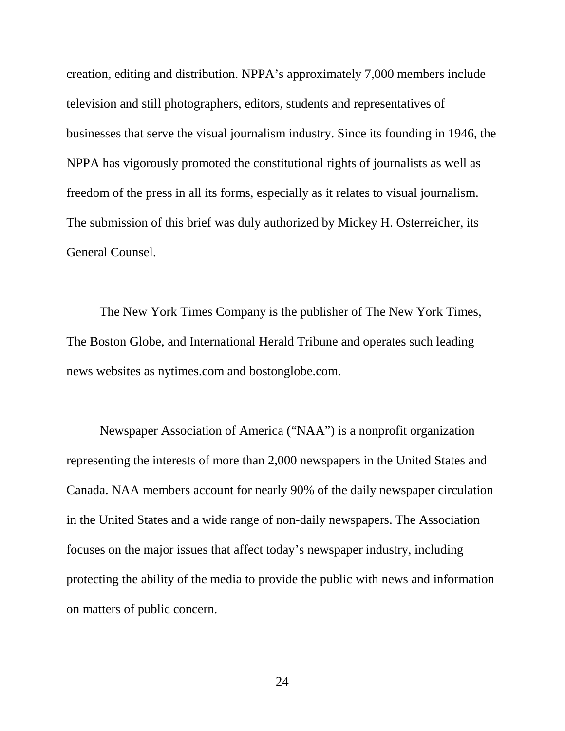creation, editing and distribution. NPPA's approximately 7,000 members include television and still photographers, editors, students and representatives of businesses that serve the visual journalism industry. Since its founding in 1946, the NPPA has vigorously promoted the constitutional rights of journalists as well as freedom of the press in all its forms, especially as it relates to visual journalism. The submission of this brief was duly authorized by Mickey H. Osterreicher, its General Counsel.

The New York Times Company is the publisher of The New York Times, The Boston Globe, and International Herald Tribune and operates such leading news websites as nytimes.com and bostonglobe.com.

Newspaper Association of America ("NAA") is a nonprofit organization representing the interests of more than 2,000 newspapers in the United States and Canada. NAA members account for nearly 90% of the daily newspaper circulation in the United States and a wide range of non-daily newspapers. The Association focuses on the major issues that affect today's newspaper industry, including protecting the ability of the media to provide the public with news and information on matters of public concern.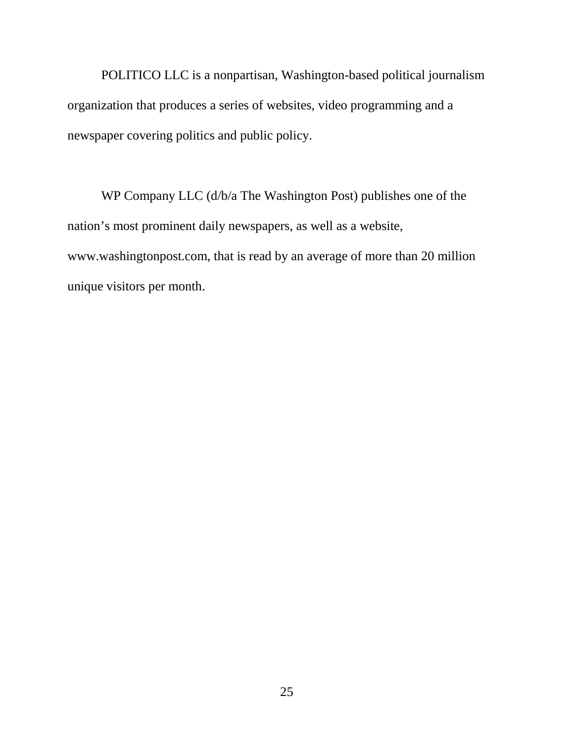POLITICO LLC is a nonpartisan, Washington-based political journalism organization that produces a series of websites, video programming and a newspaper covering politics and public policy.

WP Company LLC (d/b/a The Washington Post) publishes one of the nation's most prominent daily newspapers, as well as a website, www.washingtonpost.com, that is read by an average of more than 20 million unique visitors per month.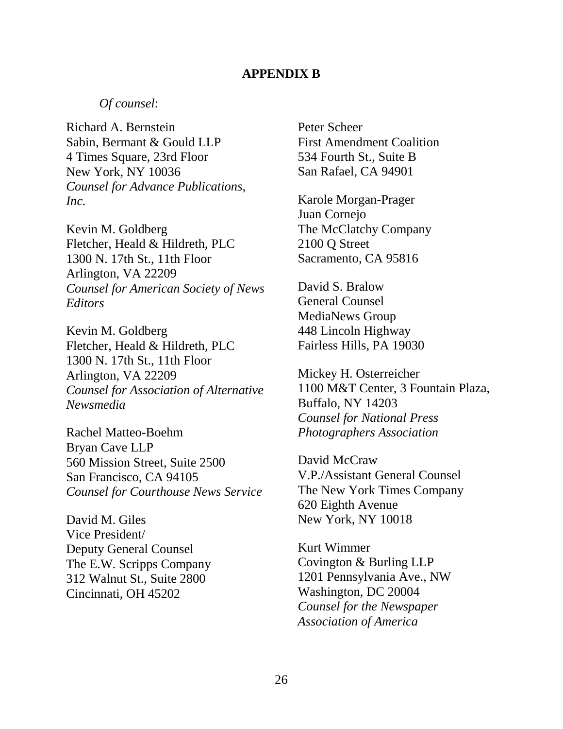**APPENDIX B**

*Of counsel*:

Richard A. Bernstein
Sabin, Bermant & Gould LLP
4 Times Square, 23rd Floor
New York, NY 10036
*Counsel for Advance Publications, Inc.*

Kevin M. Goldberg
Fletcher, Heald & Hildreth, PLC
1300 N. 17th St., 11th Floor
Arlington, VA 22209
*Counsel for American Society of News Editors*

Kevin M. Goldberg
Fletcher, Heald & Hildreth, PLC
1300 N. 17th St., 11th Floor
Arlington, VA 22209
*Counsel for Association of Alternative Newsmedia*

Rachel Matteo-Boehm
Bryan Cave LLP
560 Mission Street, Suite 2500
San Francisco, CA 94105
*Counsel for Courthouse News Service*

David M. Giles
Vice President/
Deputy General Counsel
The E.W. Scripps Company
312 Walnut St., Suite 2800
Cincinnati, OH 45202

Peter Scheer
First Amendment Coalition
534 Fourth St., Suite B
San Rafael, CA 94901

Karole Morgan-Prager
Juan Cornejo
The McClatchy Company
2100 Q Street
Sacramento, CA 95816

David S. Bralow
General Counsel
MediaNews Group
448 Lincoln Highway
Fairless Hills, PA 19030

Mickey H. Osterreicher
1100 M&T Center, 3 Fountain Plaza,
Buffalo, NY 14203
*Counsel for National Press Photographers Association*

David McCraw
V.P./Assistant General Counsel
The New York Times Company
620 Eighth Avenue
New York, NY 10018

Kurt Wimmer
Covington & Burling LLP
1201 Pennsylvania Ave., NW
Washington, DC 20004
*Counsel for the Newspaper Association of America*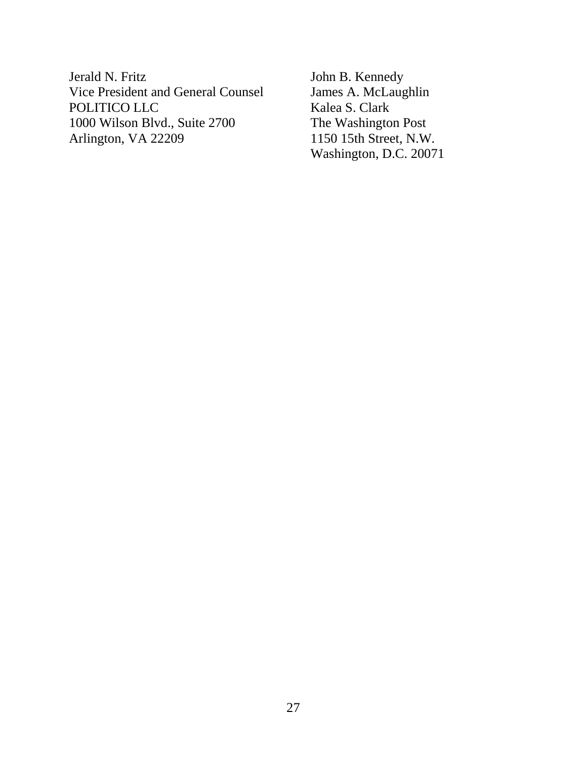Jerald N. Fritz
Vice President and General Counsel
POLITICO LLC
1000 Wilson Blvd., Suite 2700
Arlington, VA 22209

John B. Kennedy
James A. McLaughlin
Kalea S. Clark
The Washington Post
1150 15th Street, N.W.
Washington, D.C. 20071